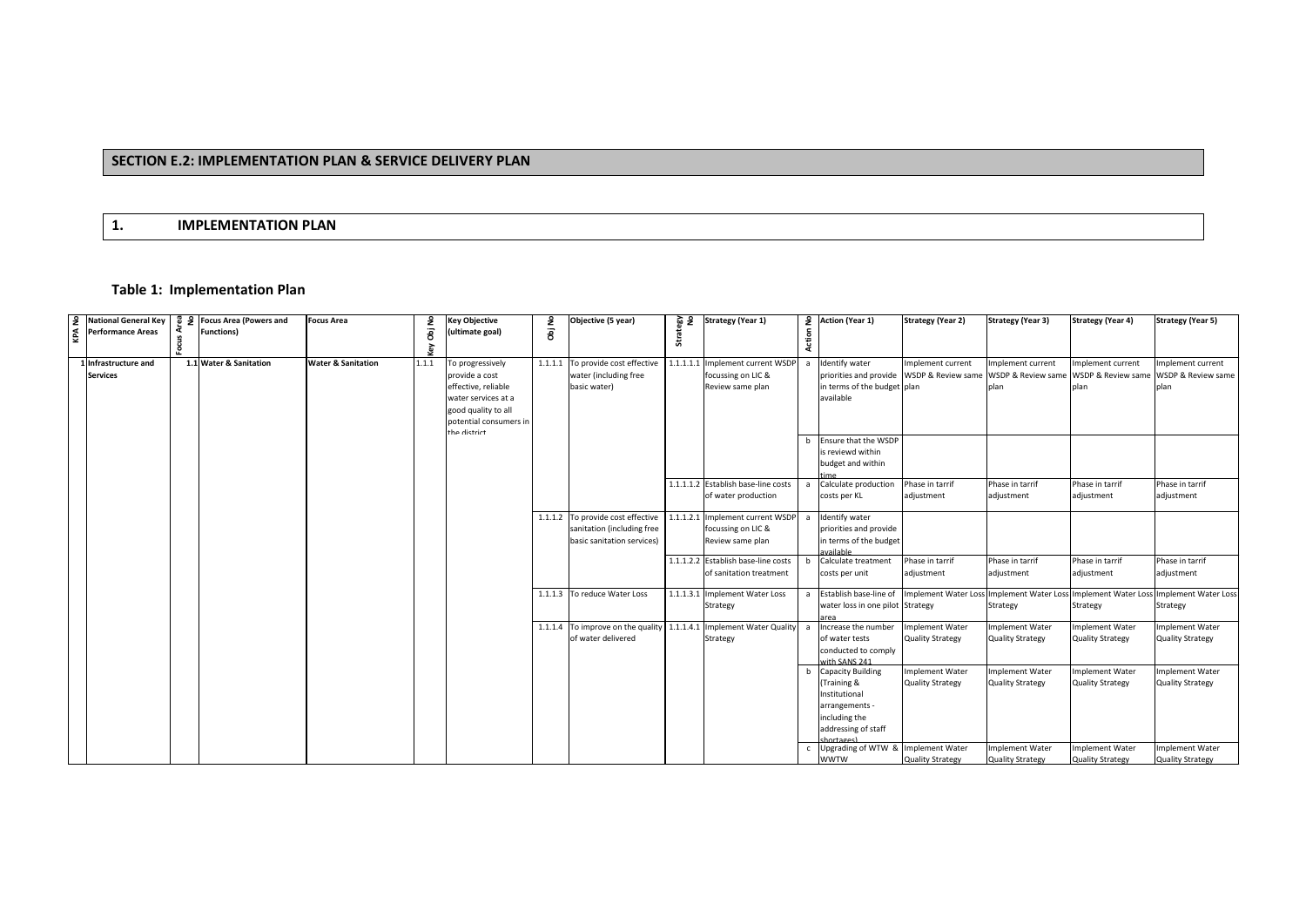## SECTION E.2: IMPLEMENTATION PLAN & SERVICE DELIVERY PLAN

## 1. IMPLEMENTATION PLAN

### Table 1: Implementation Plan

| KPA No | National General Key Performance Areas | Focus Area No | Focus Area (Powers and Functions) | Focus Area | Key Obj No | Key Objective (ultimate goal) | Obj No | Objective (5 year) | Strategy No | Strategy (Year 1) | Action No | Action (Year 1) | Strategy (Year 2) | Strategy (Year 3) | Strategy (Year 4) | Strategy (Year 5) |
|---|---|---|---|---|---|---|---|---|---|---|---|---|---|---|---|---|
| 1 | Infrastructure and Services | 1.1 | Water & Sanitation | Water & Sanitation | 1.1.1 | To progressively provide a cost effective, reliable water services at a good quality to all potential consumers in the district | 1.1.1.1 | To provide cost effective water (including free basic water) | 1.1.1.1.1 | Implement current WSDP focussing on LIC & Review same plan | a | Identify water priorities and provide in terms of the budget available | Implement current WSDP & Review same plan | Implement current WSDP & Review same plan | Implement current WSDP & Review same plan | Implement current WSDP & Review same plan |
| | | | | | | | | | | | b | Ensure that the WSDP is reviewd within budget and within time | | | | |
| | | | | | | | | | 1.1.1.1.2 | Establish base-line costs of water production | a | Calculate production costs per KL | Phase in tarrif adjustment | Phase in tarrif adjustment | Phase in tarrif adjustment | Phase in tarrif adjustment |
| | | | | | | | 1.1.1.2 | To provide cost effective sanitation (including free basic sanitation services) | 1.1.1.2.1 | Implement current WSDP focussing on LIC & Review same plan | a | Identify water priorities and provide in terms of the budget available | | | | |
| | | | | | | | | | 1.1.1.2.2 | Establish base-line costs of sanitation treatment | b | Calculate treatment costs per unit | Phase in tarrif adjustment | Phase in tarrif adjustment | Phase in tarrif adjustment | Phase in tarrif adjustment |
| | | | | | | | 1.1.1.3 | To reduce Water Loss | 1.1.1.3.1 | Implement Water Loss Strategy | a | Establish base-line of water loss in one pilot area | Implement Water Loss Strategy | Implement Water Loss Strategy | Implement Water Loss Strategy | Implement Water Loss Strategy |
| | | | | | | | 1.1.1.4 | To improve on the quality of water delivered | 1.1.1.4.1 | Implement Water Quality Strategy | a | Increase the number of water tests conducted to comply with SANS 241 | Implement Water Quality Strategy | Implement Water Quality Strategy | Implement Water Quality Strategy | Implement Water Quality Strategy |
| | | | | | | | | | | | b | Capacity Building (Training & Institutional arrangements - including the addressing of staff shortages) | Implement Water Quality Strategy | Implement Water Quality Strategy | Implement Water Quality Strategy | Implement Water Quality Strategy |
| | | | | | | | | | | | c | Upgrading of WTW & WWTW | Implement Water Quality Strategy | Implement Water Quality Strategy | Implement Water Quality Strategy | Implement Water Quality Strategy |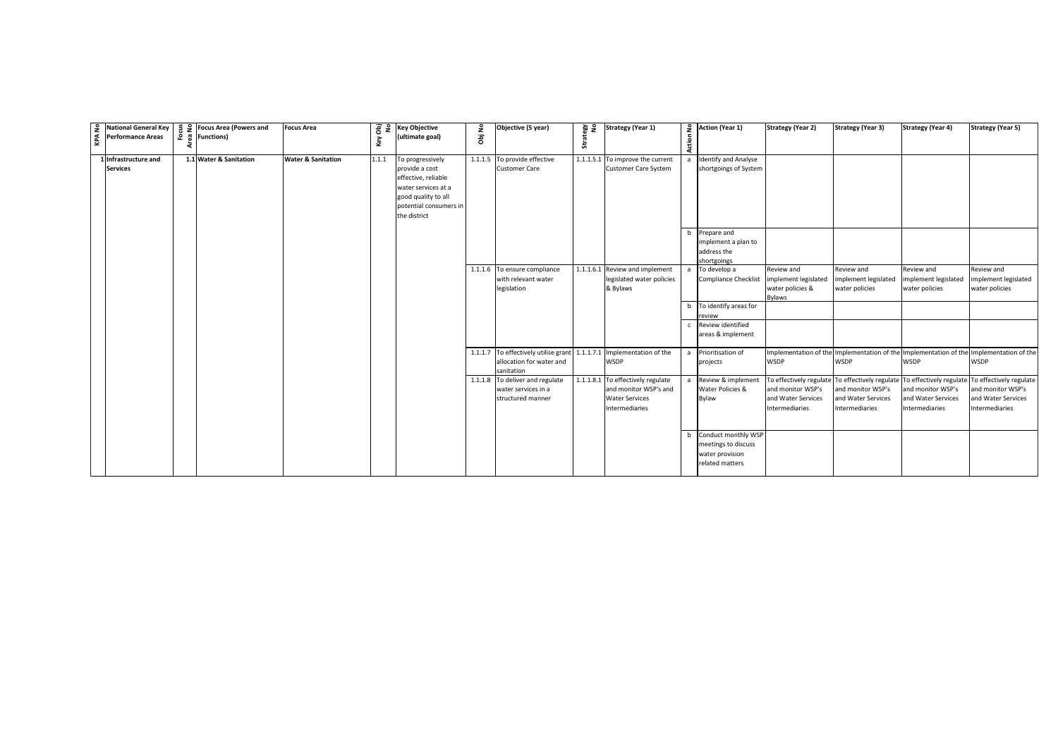| KPA No | National General Key Performance Areas | Focus Area No | Focus Area (Powers and Functions) | Focus Area | Key Obj No | Key Objective (ultimate goal) | Obj No | Objective (5 year) | Strategy No | Strategy (Year 1) | Action No | Action (Year 1) | Strategy (Year 2) | Strategy (Year 3) | Strategy (Year 4) | Strategy (Year 5) |
|---|---|---|---|---|---|---|---|---|---|---|---|---|---|---|---|---|
| 1 | Infrastructure and Services | 1.1 | Water & Sanitation | Water & Sanitation | 1.1.1 | To progressively provide a cost effective, reliable water services at a good quality to all potential consumers in the district | 1.1.1.5 | To provide effective Customer Care | 1.1.1.5.1 | To improve the current Customer Care System | a | Identify and Analyse shortgoings of System | | | | |
| | | | | | | | | | | | b | Prepare and implement a plan to address the shortgoings | | | | |
| | | | | | | | 1.1.1.6 | To ensure compliance with relevant water legislation | 1.1.1.6.1 | Review and implement legislated water policies & Bylaws | a | To develop a Compliance Checklist | Review and implement legislated water policies & Bylaws | Review and implement legislated water policies | Review and implement legislated water policies | Review and implement legislated water policies |
| | | | | | | | | | | | b | To identify areas for review | | | | |
| | | | | | | | | | | | c | Review identified areas & implement | | | | |
| | | | | | | | 1.1.1.7 | To effectively utilise grant allocation for water and sanitation | 1.1.1.7.1 | Implementation of the WSDP | a | Prioritisation of projects | Implementation of the WSDP | Implementation of the WSDP | Implementation of the WSDP | Implementation of the WSDP |
| | | | | | | | 1.1.1.8 | To deliver and regulate water services in a structured manner | 1.1.1.8.1 | To effectively regulate and monitor WSP's and Water Services Intermediaries | a | Review & implement Water Policies & Bylaw | To effectively regulate and monitor WSP's and Water Services Intermediaries | To effectively regulate and monitor WSP's and Water Services Intermediaries | To effectively regulate and monitor WSP's and Water Services Intermediaries | To effectively regulate and monitor WSP's and Water Services Intermediaries |
| | | | | | | | | | | | b | Conduct monthly WSP meetings to discuss water provision related matters | | | | |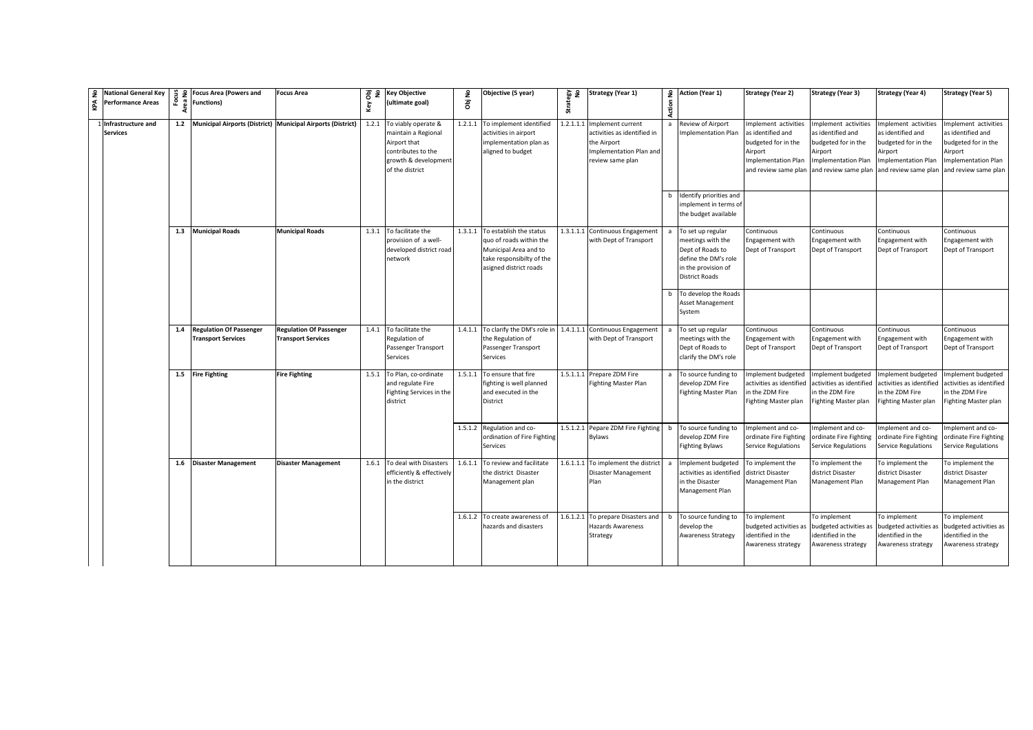| KPA No | National General Key Performance Areas | Focus Area No | Focus Area (Powers and Functions) | Focus Area | Key Obj No | Key Objective (ultimate goal) | Obj No | Objective (5 year) | Strategy No | Strategy (Year 1) | Action No | Action (Year 1) | Strategy (Year 2) | Strategy (Year 3) | Strategy (Year 4) | Strategy (Year 5) |
|---|---|---|---|---|---|---|---|---|---|---|---|---|---|---|---|---|
| 1 | **Infrastructure and Services** | **1.2** | **Municipal Airports (District)** | **Municipal Airports (District)** | 1.2.1 | To viably operate & maintain a Regional Airport that contributes to the growth & development of the district | 1.2.1.1 | To implement identified activities in airport implementation plan as aligned to budget | 1.2.1.1.1 | Implement current activities as identified in the Airport Implementation Plan and review same plan | a | Review of Airport Implementation Plan | Implement activities as identified and budgeted for in the Airport Implementation Plan and review same plan | Implement activities as identified and budgeted for in the Airport Implementation Plan and review same plan | Implement activities as identified and budgeted for in the Airport Implementation Plan and review same plan | Implement activities as identified and budgeted for in the Airport Implementation Plan and review same plan |
| | | | | | | | | | | | b | Identify priorities and implement in terms of the budget available | | | | |
| | | **1.3** | **Municipal Roads** | **Municipal Roads** | 1.3.1 | To facilitate the provision of a well-developed district road network | 1.3.1.1 | To establish the status quo of roads within the Municipal Area and to take responsibilty of the asigned district roads | 1.3.1.1.1 | Continuous Engagement with Dept of Transport | a | To set up regular meetings with the Dept of Roads to define the DM's role in the provision of District Roads | Continuous Engagement with Dept of Transport | Continuous Engagement with Dept of Transport | Continuous Engagement with Dept of Transport | Continuous Engagement with Dept of Transport |
| | | | | | | | | | | | b | To develop the Roads Asset Management System | | | | |
| | | **1.4** | **Regulation Of Passenger Transport Services** | **Regulation Of Passenger Transport Services** | 1.4.1 | To facilitate the Regulation of Passenger Transport Services | 1.4.1.1 | To clarify the DM's role in the Regulation of Passenger Transport Services | 1.4.1.1.1 | Continuous Engagement with Dept of Transport | a | To set up regular meetings with the Dept of Roads to clarify the DM's role | Continuous Engagement with Dept of Transport | Continuous Engagement with Dept of Transport | Continuous Engagement with Dept of Transport | Continuous Engagement with Dept of Transport |
| | | **1.5** | **Fire Fighting** | **Fire Fighting** | 1.5.1 | To Plan, co-ordinate and regulate Fire Fighting Services in the district | 1.5.1.1 | To ensure that fire fighting is well planned and executed in the District | 1.5.1.1.1 | Prepare ZDM Fire Fighting Master Plan | a | To source funding to develop ZDM Fire Fighting Master Plan | Implement budgeted activities as identified in the ZDM Fire Fighting Master plan | Implement budgeted activities as identified in the ZDM Fire Fighting Master plan | Implement budgeted activities as identified in the ZDM Fire Fighting Master plan | Implement budgeted activities as identified in the ZDM Fire Fighting Master plan |
| | | | | | | | 1.5.1.2 | Regulation and co-ordination of Fire Fighting Services | 1.5.1.2.1 | Pepare ZDM Fire Fighting Bylaws | b | To source funding to develop ZDM Fire Fighting Bylaws | Implement and co-ordinate Fire Fighting Service Regulations | Implement and co-ordinate Fire Fighting Service Regulations | Implement and co-ordinate Fire Fighting Service Regulations | Implement and co-ordinate Fire Fighting Service Regulations |
| | | **1.6** | **Disaster Management** | **Disaster Management** | 1.6.1 | To deal with Disasters efficiently & effectively in the district | 1.6.1.1 | To review and facilitate the district Disaster Management plan | 1.6.1.1.1 | To implement the district Disaster Management Plan | a | Implement budgeted activities as identified in the Disaster Management Plan | To implement the district Disaster Management Plan | To implement the district Disaster Management Plan | To implement the district Disaster Management Plan | To implement the district Disaster Management Plan |
| | | | | | | | 1.6.1.2 | To create awareness of hazards and disasters | 1.6.1.2.1 | To prepare Disasters and Hazards Awareness Strategy | b | To source funding to develop the Awareness Strategy | To implement budgeted activities as identified in the Awareness strategy | To implement budgeted activities as identified in the Awareness strategy | To implement budgeted activities as identified in the Awareness strategy | To implement budgeted activities as identified in the Awareness strategy |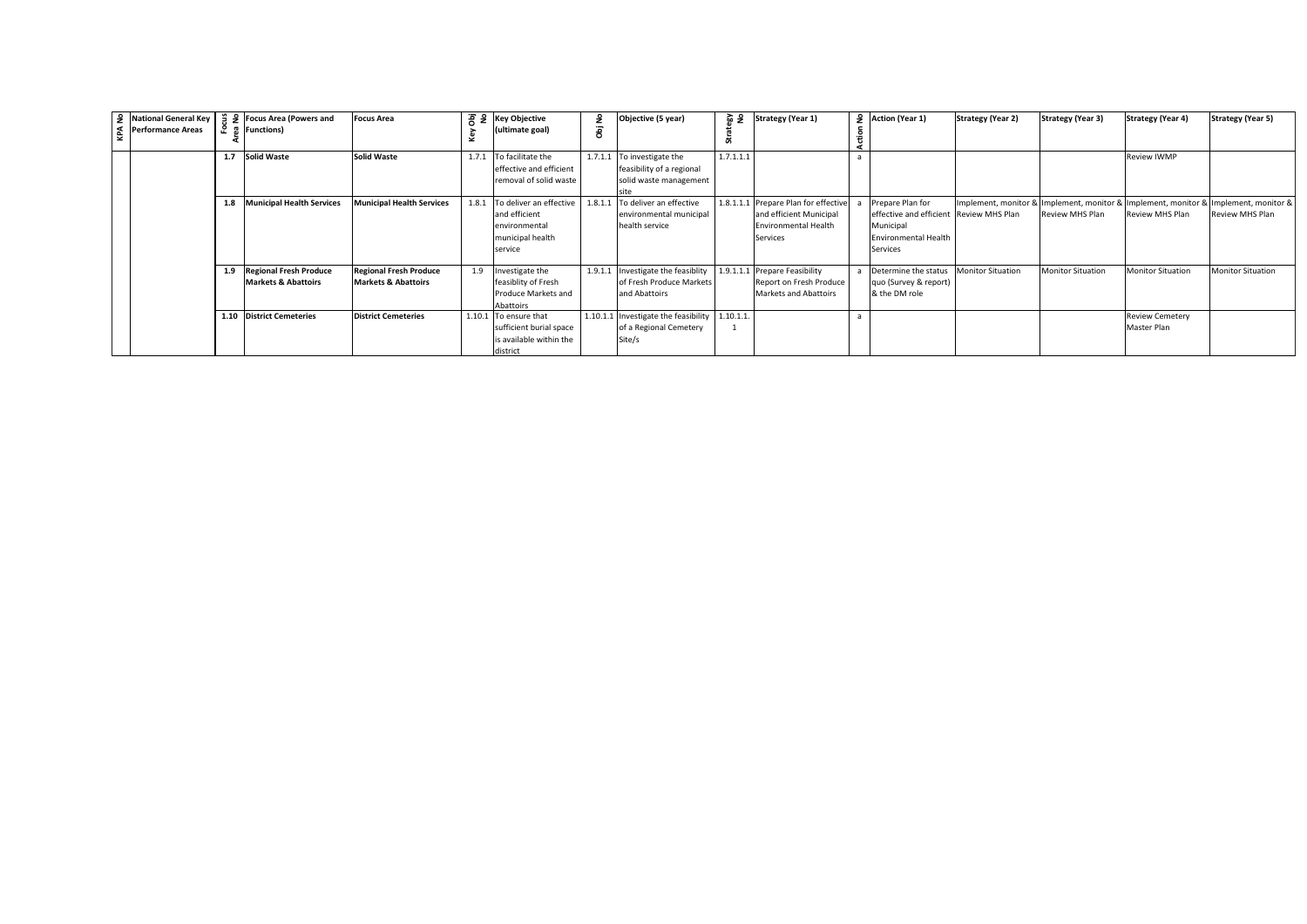| KPA No | National General Key Performance Areas | Focus Area No | Focus Area (Powers and Functions) | Focus Area | Key Obj No | Key Objective (ultimate goal) | Obj No | Objective (5 year) | Strategy No | Strategy (Year 1) | Action No | Action (Year 1) | Strategy (Year 2) | Strategy (Year 3) | Strategy (Year 4) | Strategy (Year 5) |
|---|---|---|---|---|---|---|---|---|---|---|---|---|---|---|---|---|
| | | **1.7** | **Solid Waste** | **Solid Waste** | 1.7.1 | To facilitate the effective and efficient removal of solid waste | 1.7.1.1 | To investigate the feasibility of a regional solid waste management site | 1.7.1.1.1 | | a | | | | Review IWMP | |
| | | **1.8** | **Municipal Health Services** | **Municipal Health Services** | 1.8.1 | To deliver an effective and efficient environmental municipal health service | 1.8.1.1 | To deliver an effective environmental municipal health service | 1.8.1.1.1 | Prepare Plan for effective and efficient Municipal Environmental Health Services | a | Prepare Plan for effective and efficient Municipal Environmental Health Services | Implement, monitor & Review MHS Plan | Implement, monitor & Review MHS Plan | Implement, monitor & Review MHS Plan | Implement, monitor & Review MHS Plan |
| | | **1.9** | **Regional Fresh Produce Markets & Abattoirs** | **Regional Fresh Produce Markets & Abattoirs** | 1.9 | Investigate the feasiblity of Fresh Produce Markets and Abattoirs | 1.9.1.1 | Investigate the feasiblity of Fresh Produce Markets and Abattoirs | 1.9.1.1.1 | Prepare Feasibility Report on Fresh Produce Markets and Abattoirs | a | Determine the status quo (Survey & report) & the DM role | Monitor Situation | Monitor Situation | Monitor Situation | Monitor Situation |
| | | **1.10** | **District Cemeteries** | **District Cemeteries** | 1.10.1 | To ensure that sufficient burial space is available within the district | 1.10.1.1 | Investigate the feasibility of a Regional Cemetery Site/s | 1.10.1.1.1 | | a | | | | Review Cemetery Master Plan | |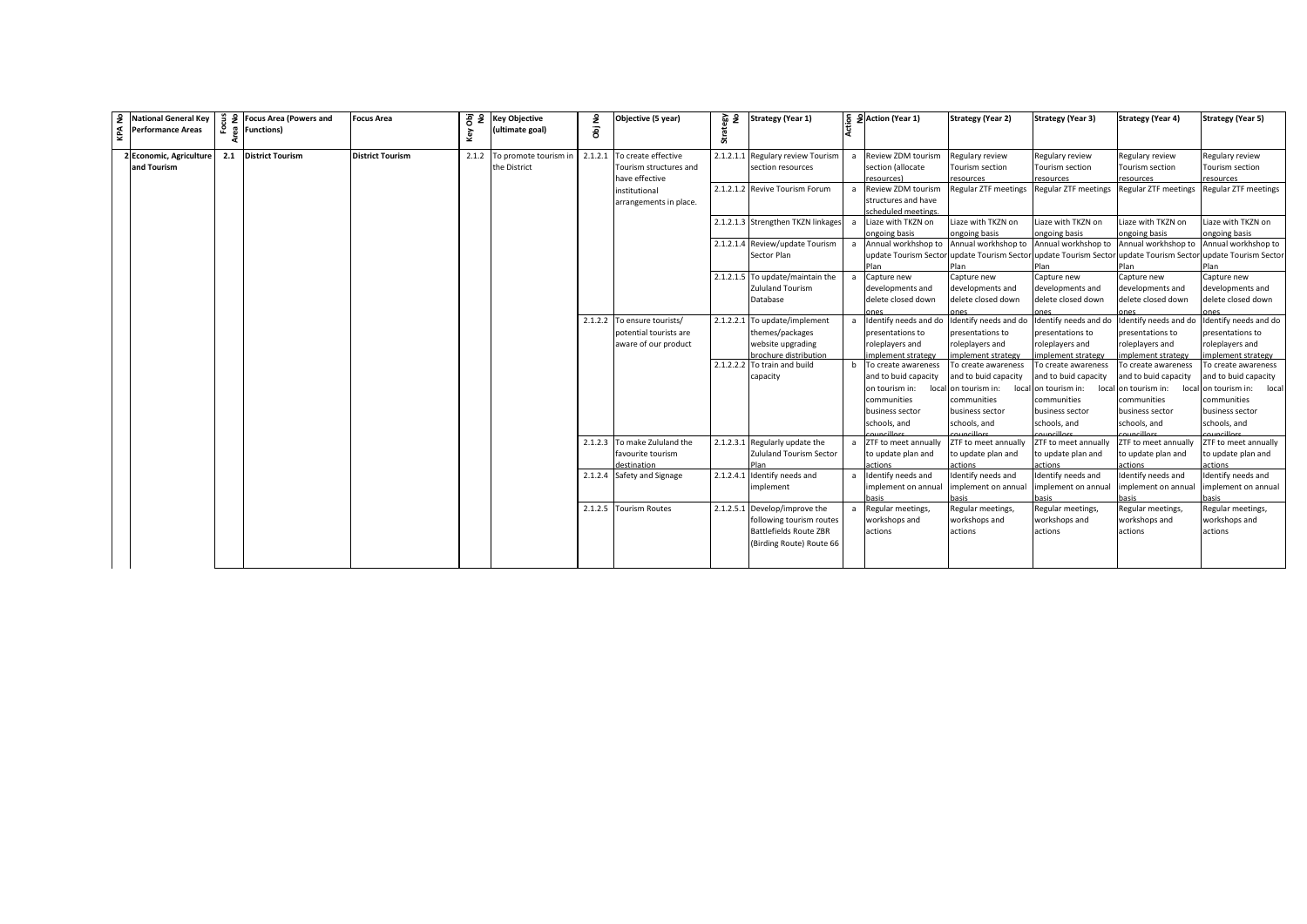| KPA No | National General Key Performance Areas | Focus Area No | Focus Area (Powers and Functions) | Focus Area | Key Obj No | Key Objective (ultimate goal) | Obj No | Objective (5 year) | Strategy No | Strategy (Year 1) | Action No | Action (Year 1) | Strategy (Year 2) | Strategy (Year 3) | Strategy (Year 4) | Strategy (Year 5) |
|---|---|---|---|---|---|---|---|---|---|---|---|---|---|---|---|---|
| 2 | Economic, Agriculture and Tourism | 2.1 | District Tourism | District Tourism | 2.1.2 | To promote tourism in the District | 2.1.2.1 | To create effective Tourism structures and have effective institutional arrangements in place. | 2.1.2.1.1 | Regulary review Tourism section resources | a | Review ZDM tourism section (allocate resources) | Regulary review Tourism section resources | Regulary review Tourism section resources | Regulary review Tourism section resources | Regulary review Tourism section resources |
| | | | | | | | | | 2.1.2.1.2 | Revive Tourism Forum | a | Review ZDM tourism structures and have scheduled meetings. | Regular ZTF meetings | Regular ZTF meetings | Regular ZTF meetings | Regular ZTF meetings |
| | | | | | | | | | 2.1.2.1.3 | Strengthen TKZN linkages | a | Liaze with TKZN on ongoing basis | Liaze with TKZN on ongoing basis | Liaze with TKZN on ongoing basis | Liaze with TKZN on ongoing basis | Liaze with TKZN on ongoing basis |
| | | | | | | | | | 2.1.2.1.4 | Review/update Tourism Sector Plan | a | Annual workhshop to update Tourism Sector Plan | Annual workhshop to update Tourism Sector Plan | Annual workhshop to update Tourism Sector Plan | Annual workhshop to update Tourism Sector Plan | Annual workhshop to update Tourism Sector Plan |
| | | | | | | | | | 2.1.2.1.5 | To update/maintain the Zululand Tourism Database | a | Capture new developments and delete closed down ones | Capture new developments and delete closed down ones | Capture new developments and delete closed down ones | Capture new developments and delete closed down ones | Capture new developments and delete closed down ones |
| | | | | | | | 2.1.2.2 | To ensure tourists/ potential tourists are aware of our product | 2.1.2.2.1 | To update/implement themes/packages website upgrading brochure distribution | a | Identify needs and do presentations to roleplayers and implement strategy | Identify needs and do presentations to roleplayers and implement strategy | Identify needs and do presentations to roleplayers and implement strategy | Identify needs and do presentations to roleplayers and implement strategy | Identify needs and do presentations to roleplayers and implement strategy |
| | | | | | | | | | 2.1.2.2.2 | To train and build capacity | b | To create awareness and to buid capacity on tourism in: local communities business sector schools, and councillors | To create awareness and to buid capacity on tourism in: local communities business sector schools, and councillors | To create awareness and to buid capacity on tourism in: local communities business sector schools, and councillors | To create awareness and to buid capacity on tourism in: local communities business sector schools, and councillors | To create awareness and to buid capacity on tourism in: local communities business sector schools, and councillors |
| | | | | | | | 2.1.2.3 | To make Zululand the favourite tourism destination | 2.1.2.3.1 | Regularly update the Zululand Tourism Sector Plan | a | ZTF to meet annually to update plan and actions | ZTF to meet annually to update plan and actions | ZTF to meet annually to update plan and actions | ZTF to meet annually to update plan and actions | ZTF to meet annually to update plan and actions |
| | | | | | | | 2.1.2.4 | Safety and Signage | 2.1.2.4.1 | Identify needs and implement | a | Identify needs and implement on annual basis | Identify needs and implement on annual basis | Identify needs and implement on annual basis | Identify needs and implement on annual basis | Identify needs and implement on annual basis |
| | | | | | | | 2.1.2.5 | Tourism Routes | 2.1.2.5.1 | Develop/improve the following tourism routes Battlefields Route ZBR (Birding Route) Route 66 | a | Regular meetings, workshops and actions | Regular meetings, workshops and actions | Regular meetings, workshops and actions | Regular meetings, workshops and actions | Regular meetings, workshops and actions |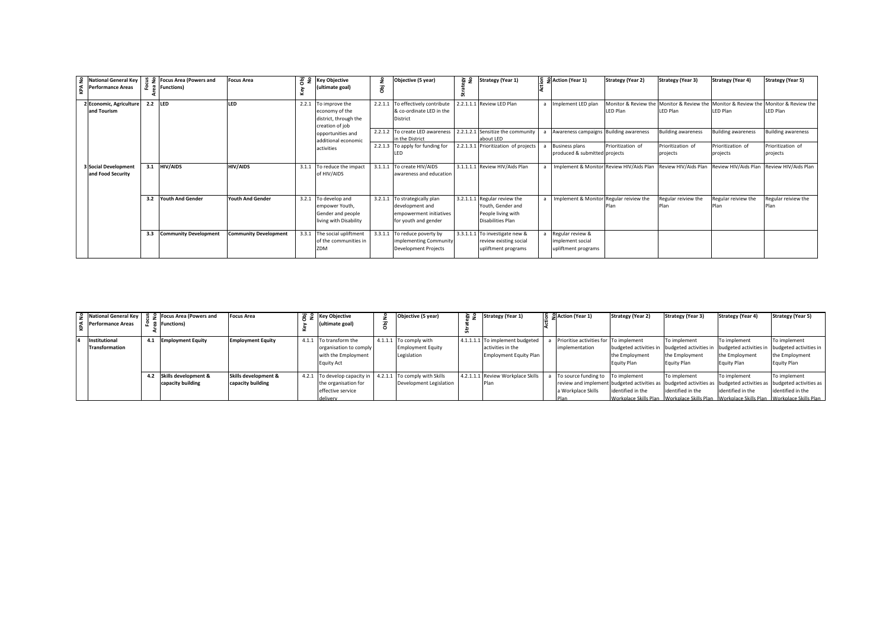| KPA No | National General Key Performance Areas | Focus Area No | Focus Area (Powers and Functions) | Focus Area | Key Obj No | Key Objective (ultimate goal) | Obj No | Objective (5 year) | Strategy No | Strategy (Year 1) | Action No | Action (Year 1) | Strategy (Year 2) | Strategy (Year 3) | Strategy (Year 4) | Strategy (Year 5) |
|---|---|---|---|---|---|---|---|---|---|---|---|---|---|---|---|---|
| 2 | Economic, Agriculture and Tourism | 2.2 | LED | LED | 2.2.1 | To improve the economy of the district, through the creation of job opportunities and additional economic activities | 2.2.1.1 | To effectively contribute & co-ordinate LED in the District | 2.2.1.1.1 | Review LED Plan | a | Implement LED plan | Monitor & Review the LED Plan | Monitor & Review the LED Plan | Monitor & Review the LED Plan | Monitor & Review the LED Plan |
| | | | | | | | 2.2.1.2 | To create LED awareness in the District | 2.2.1.2.1 | Sensitize the community about LED | a | Awareness campaigns | Building awareness | Building awareness | Building awareness | Building awareness |
| | | | | | | | 2.2.1.3 | To apply for funding for LED | 2.2.1.3.1 | Prioritization of projects | a | Business plans produced & submitted | Prioritization of projects | Prioritization of projects | Prioritization of projects | Prioritization of projects |
| 3 | Social Development and Food Security | 3.1 | HIV/AIDS | HIV/AIDS | 3.1.1 | To reduce the impact of HIV/AIDS | 3.1.1.1 | To create HIV/AIDS awareness and education | 3.1.1.1.1 | Review HIV/Aids Plan | a | Implement & Monitor | Review HIV/Aids Plan | Review HIV/Aids Plan | Review HIV/Aids Plan | Review HIV/Aids Plan |
| | | 3.2 | Youth And Gender | Youth And Gender | 3.2.1 | To develop and empower Youth, Gender and people living with Disability | 3.2.1.1 | To strategically plan development and empowerment initiatives for youth and gender | 3.2.1.1.1 | Regular review the Youth, Gender and People living with Disabilities Plan | a | Implement & Monitor | Regular reiview the Plan | Regular reiview the Plan | Regular reiview the Plan | Regular reiview the Plan |
| | | 3.3 | Community Development | Community Development | 3.3.1 | The social upliftment of the communities in ZDM | 3.3.1.1 | To reduce poverty by implementing Community Development Projects | 3.3.1.1.1 | To investigate new & review existing social upliftment programs | a | Regular review & implement social upliftment programs | | | | |

| KPA No | National General Key Performance Areas | Focus Area No | Focus Area (Powers and Functions) | Focus Area | Key Obj No | Key Objective (ultimate goal) | Obj No | Objective (5 year) | Strategy No | Strategy (Year 1) | Action No | Action (Year 1) | Strategy (Year 2) | Strategy (Year 3) | Strategy (Year 4) | Strategy (Year 5) |
|---|---|---|---|---|---|---|---|---|---|---|---|---|---|---|---|---|
| 4 | Institutional Transformation | 4.1 | Employment Equity | Employment Equity | 4.1.1 | To transform the organisation to comply with the Employment Equity Act | 4.1.1.1 | To comply with Employment Equity Legislation | 4.1.1.1.1 | To implement budgeted activities in the Employment Equity Plan | a | Prioritise activities for implementation | To implement budgeted activities in the Employment Equity Plan | To implement budgeted activities in the Employment Equity Plan | To implement budgeted activities in the Employment Equity Plan | To implement budgeted activities in the Employment Equity Plan |
| | | 4.2 | Skills development & capacity building | Skills development & capacity building | 4.2.1 | To develop capacity in the organisation for effective service delivery | 4.2.1.1 | To comply with Skills Development Legislation | 4.2.1.1.1 | Review Workplace Skills Plan | a | To source funding to review and implement a Workplace Skills Plan | To implement budgeted activities as identified in the Workplace Skills Plan | To implement budgeted activities as identified in the Workplace Skills Plan | To implement budgeted activities as identified in the Workplace Skills Plan | To implement budgeted activities as identified in the Workplace Skills Plan |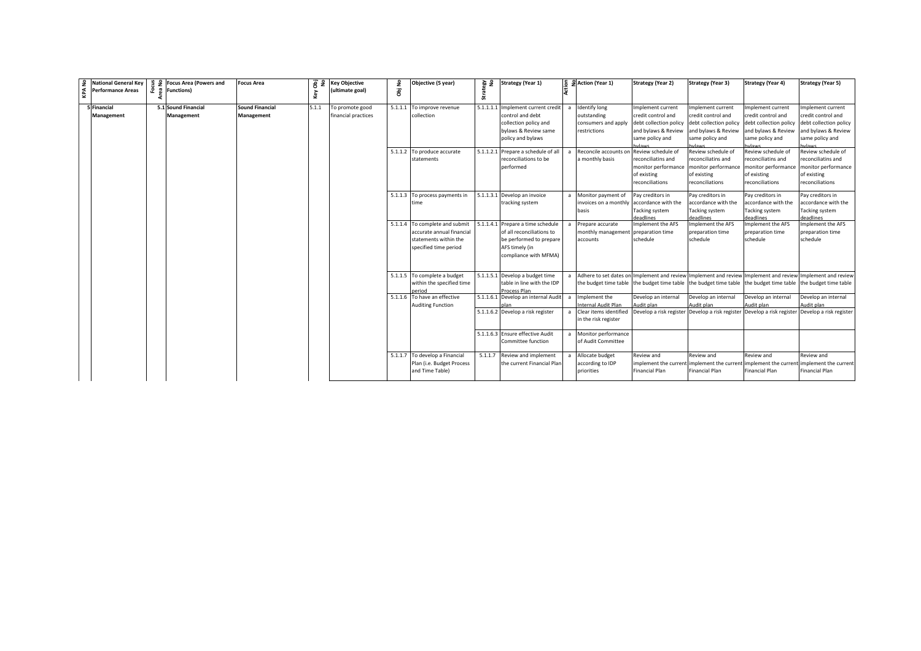| KPA No | National General Key Performance Areas | Focus Area No | Focus Area (Powers and Functions) | Focus Area | Key Obj No | Key Objective (ultimate goal) | Obj No | Objective (5 year) | Strategy No | Strategy (Year 1) | Action No | Action (Year 1) | Strategy (Year 2) | Strategy (Year 3) | Strategy (Year 4) | Strategy (Year 5) |
|---|---|---|---|---|---|---|---|---|---|---|---|---|---|---|---|---|
| 5 | **Financial Management** | 5.1 | **Sound Financial Management** | **Sound Financial Management** | 5.1.1 | To promote good financial practices | 5.1.1.1 | To improve revenue collection | 5.1.1.1.1 | Implement current credit control and debt collection policy and bylaws & Review same policy and bylaws | a | Identify long outstanding consumers and apply restrictions | Implement current credit control and debt collection policy and bylaws & Review same policy and bylaws | Implement current credit control and debt collection policy and bylaws & Review same policy and bylaws | Implement current credit control and debt collection policy and bylaws & Review same policy and bylaws | Implement current credit control and debt collection policy and bylaws & Review same policy and bylaws |
| | | | | | | | 5.1.1.2 | To produce accurate statements | 5.1.1.2.1 | Prepare a schedule of all reconciliations to be performed | a | Reconcile accounts on a monthly basis | Review schedule of reconciliatins and monitor performance of existing reconciliations | Review schedule of reconciliatins and monitor performance of existing reconciliations | Review schedule of reconciliatins and monitor performance of existing reconciliations | Review schedule of reconciliatins and monitor performance of existing reconciliations |
| | | | | | | | 5.1.1.3 | To process payments in time | 5.1.1.3.1 | Develop an invoice tracking system | a | Monitor payment of invoices on a monthly basis | Pay creditors in accordance with the Tacking system deadlines | Pay creditors in accordance with the Tacking system deadlines | Pay creditors in accordance with the Tacking system deadlines | Pay creditors in accordance with the Tacking system deadlines |
| | | | | | | | 5.1.1.4 | To complete and submit accurate annual financial statements within the specified time period | 5.1.1.4.1 | Prepare a time schedule of all reconciliations to be performed to prepare AFS timely (in compliance with MFMA) | a | Prepare accurate monthly management accounts | Implement the AFS preparation time schedule | Implement the AFS preparation time schedule | Implement the AFS preparation time schedule | Implement the AFS preparation time schedule |
| | | | | | | | 5.1.1.5 | To complete a budget within the specified time period | 5.1.1.5.1 | Develop a budget time table in line with the IDP Process Plan | a | Adhere to set dates on the budget time table | Implement and review the budget time table | Implement and review the budget time table | Implement and review the budget time table | Implement and review the budget time table |
| | | | | | | | 5.1.1.6 | To have an effective Auditing Function | 5.1.1.6.1 | Develop an internal Audit plan | a | Implement the Internal Audit Plan | Develop an internal Audit plan | Develop an internal Audit plan | Develop an internal Audit plan | Develop an internal Audit plan |
| | | | | | | | | | 5.1.1.6.2 | Develop a risk register | a | Clear items identified in the risk register | Develop a risk register | Develop a risk register | Develop a risk register | Develop a risk register |
| | | | | | | | | | 5.1.1.6.3 | Ensure effective Audit Committee function | a | Monitor performance of Audit Committee | | | | |
| | | | | | | | 5.1.1.7 | To develop a Financial Plan (i.e. Budget Process and Time Table) | 5.1.1.7 | Review and implement the current Financial Plan | a | Allocate budget according to IDP priorities | Review and implement the current Financial Plan | Review and implement the current Financial Plan | Review and implement the current Financial Plan | Review and implement the current Financial Plan |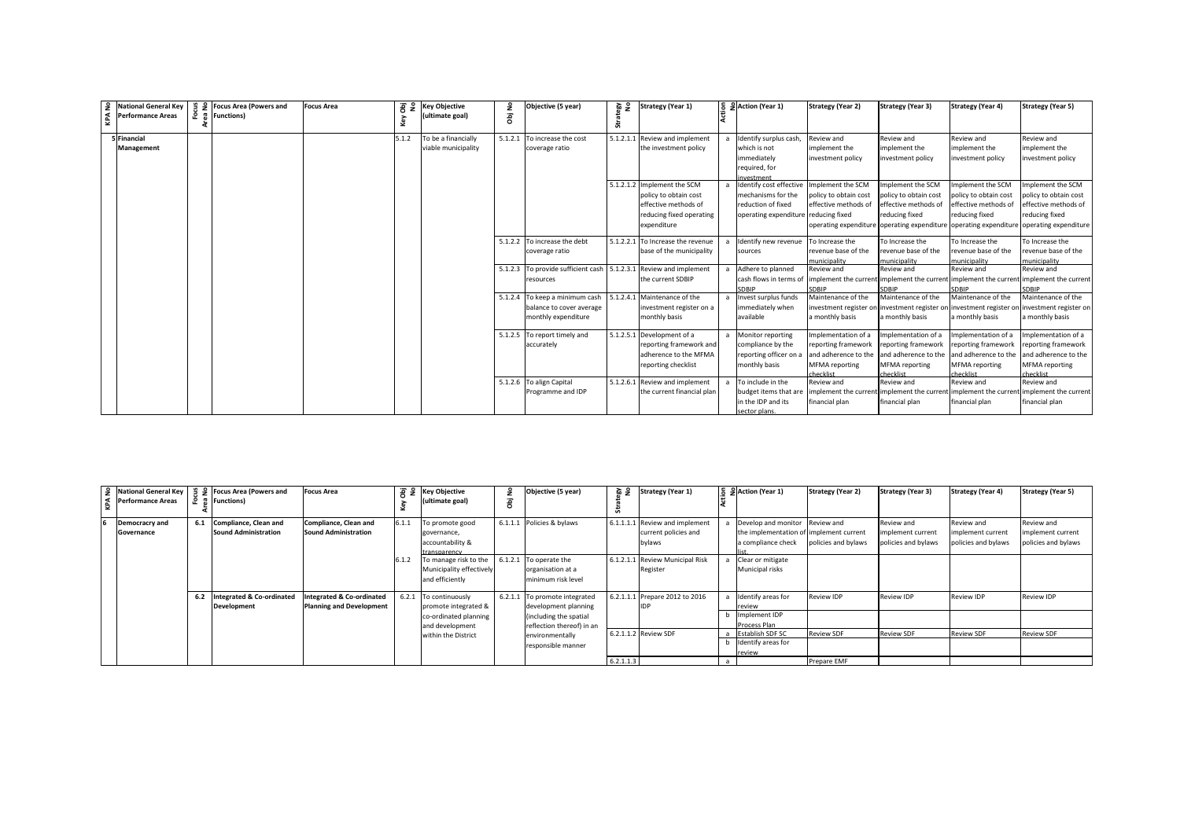| KPA No | National General Key Performance Areas | Focus Area No | Focus Area (Powers and Functions) | Focus Area | Key Obj No | Key Objective (ultimate goal) | Obj No | Objective (5 year) | Strategy No | Strategy (Year 1) | Action No | Action (Year 1) | Strategy (Year 2) | Strategy (Year 3) | Strategy (Year 4) | Strategy (Year 5) |
|---|---|---|---|---|---|---|---|---|---|---|---|---|---|---|---|---|
| 5 | Financial Management | | | | 5.1.2 | To be a financially viable municipality | 5.1.2.1 | To increase the cost coverage ratio | 5.1.2.1.1 | Review and implement the investment policy | a | Identify surplus cash, which is not immediately required, for investment | Review and implement the investment policy | Review and implement the investment policy | Review and implement the investment policy | Review and implement the investment policy |
| | | | | | | | | | 5.1.2.1.2 | Implement the SCM policy to obtain cost effective methods of reducing fixed operating expenditure | a | Identify cost effective mechanisms for the reduction of fixed operating expenditure | Implement the SCM policy to obtain cost effective methods of reducing fixed operating expenditure | Implement the SCM policy to obtain cost effective methods of reducing fixed operating expenditure | Implement the SCM policy to obtain cost effective methods of reducing fixed operating expenditure | Implement the SCM policy to obtain cost effective methods of reducing fixed operating expenditure |
| | | | | | | | 5.1.2.2 | To increase the debt coverage ratio | 5.1.2.2.1 | To Increase the revenue base of the municipality | a | Identify new revenue sources | To Increase the revenue base of the municipality | To Increase the revenue base of the municipality | To Increase the revenue base of the municipality | To Increase the revenue base of the municipality |
| | | | | | | | 5.1.2.3 | To provide sufficient cash resources | 5.1.2.3.1 | Review and implement the current SDBIP | a | Adhere to planned cash flows in terms of SDBIP | Review and implement the current SDBIP | Review and implement the current SDBIP | Review and implement the current SDBIP | Review and implement the current SDBIP |
| | | | | | | | 5.1.2.4 | To keep a minimum cash balance to cover average monthly expenditure | 5.1.2.4.1 | Maintenance of the investment register on a monthly basis | a | Invest surplus funds immediately when available | Maintenance of the investment register on a monthly basis | Maintenance of the investment register on a monthly basis | Maintenance of the investment register on a monthly basis | Maintenance of the investment register on a monthly basis |
| | | | | | | | 5.1.2.5 | To report timely and accurately | 5.1.2.5.1 | Development of a reporting framework and adherence to the MFMA reporting checklist | a | Monitor reporting compliance by the reporting officer on a monthly basis | Implementation of a reporting framework and adherence to the MFMA reporting checklist | Implementation of a reporting framework and adherence to the MFMA reporting checklist | Implementation of a reporting framework and adherence to the MFMA reporting checklist | Implementation of a reporting framework and adherence to the MFMA reporting checklist |
| | | | | | | | 5.1.2.6 | To align Capital Programme and IDP | 5.1.2.6.1 | Review and implement the current financial plan | a | To include in the budget items that are in the IDP and its sector plans. | Review and implement the current financial plan | Review and implement the current financial plan | Review and implement the current financial plan | Review and implement the current financial plan |

| KPA No | National General Key Performance Areas | Focus Area No | Focus Area (Powers and Functions) | Focus Area | Key Obj No | Key Objective (ultimate goal) | Obj No | Objective (5 year) | Strategy No | Strategy (Year 1) | Action No | Action (Year 1) | Strategy (Year 2) | Strategy (Year 3) | Strategy (Year 4) | Strategy (Year 5) |
|---|---|---|---|---|---|---|---|---|---|---|---|---|---|---|---|---|
| 6 | Democracry and Governance | 6.1 | Compliance, Clean and Sound Administration | Compliance, Clean and Sound Administration | 6.1.1 | To promote good governance, accountability & transparency | 6.1.1.1 | Policies & bylaws | 6.1.1.1.1 | Review and implement current policies and bylaws | a | Develop and monitor the implementation of a compliance check list. | Review and implement current policies and bylaws | Review and implement current policies and bylaws | Review and implement current policies and bylaws | Review and implement current policies and bylaws |
| | | | | | 6.1.2 | To manage risk to the Municipality effectively and efficiently | 6.1.2.1 | To operate the organisation at a minimum risk level | 6.1.2.1.1 | Review Municipal Risk Register | a | Clear or mitigate Municipal risks | | | | |
| | | 6.2 | Integrated & Co-ordinated Development | Integrated & Co-ordinated Planning and Development | 6.2.1 | To continuously promote integrated & co-ordinated planning and development within the District | 6.2.1.1 | To promote integrated development planning (including the spatial reflection thereof) in an environmentally responsible manner | 6.2.1.1.1 | Prepare 2012 to 2016 IDP | a | Identify areas for review | Review IDP | Review IDP | Review IDP | Review IDP |
| | | | | | | | | | | | b | Implement IDP Process Plan | | | | |
| | | | | | | | | | 6.2.1.1.2 | Review SDF | a | Establish SDF SC | Review SDF | Review SDF | Review SDF | Review SDF |
| | | | | | | | | | | | b | Identify areas for review | | | | |
| | | | | | | | | | 6.2.1.1.3 | | a | | Prepare EMF | | | |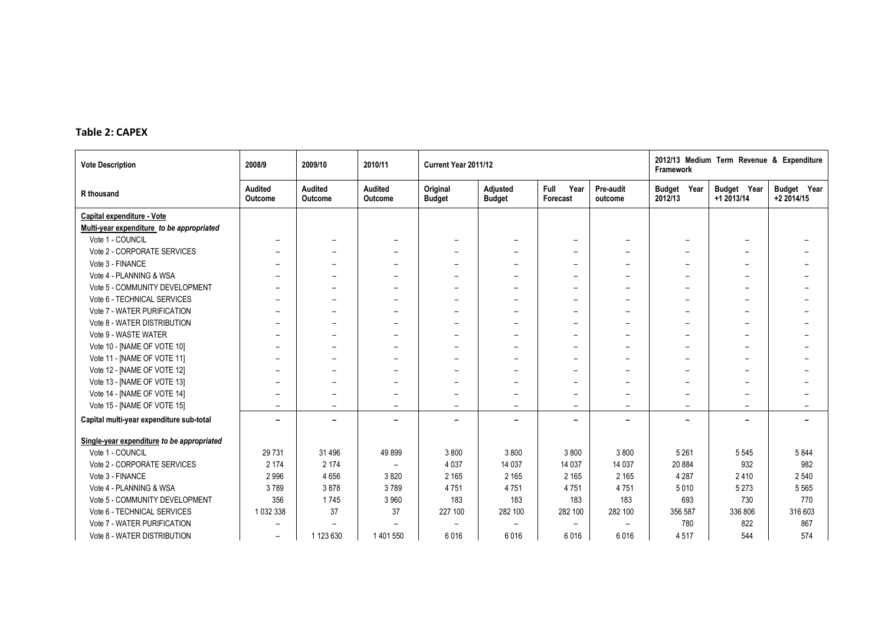## Table 2: CAPEX

| Vote Description | 2008/9 | 2009/10 | 2010/11 | Current Year 2011/12 | | | | 2012/13 Medium Term Revenue & Expenditure Framework | | |
|---|---|---|---|---|---|---|---|---|---|---|
| R thousand | Audited Outcome | Audited Outcome | Audited Outcome | Original Budget | Adjusted Budget | Full Year Forecast | Pre-audit outcome | Budget Year 2012/13 | Budget Year +1 2013/14 | Budget Year +2 2014/15 |
| **Capital expenditure - Vote** | | | | | | | | | | |
| **Multi-year expenditure** *to be appropriated* | | | | | | | | | | |
| Vote 1 - COUNCIL | – | – | – | – | – | – | – | – | – | – |
| Vote 2 - CORPORATE SERVICES | – | – | – | – | – | – | – | – | – | – |
| Vote 3 - FINANCE | – | – | – | – | – | – | – | – | – | – |
| Vote 4 - PLANNING & WSA | – | – | – | – | – | – | – | – | – | – |
| Vote 5 - COMMUNITY DEVELOPMENT | – | – | – | – | – | – | – | – | – | – |
| Vote 6 - TECHNICAL SERVICES | – | – | – | – | – | – | – | – | – | – |
| Vote 7 - WATER PURIFICATION | – | – | – | – | – | – | – | – | – | – |
| Vote 8 - WATER DISTRIBUTION | – | – | – | – | – | – | – | – | – | – |
| Vote 9 - WASTE WATER | – | – | – | – | – | – | – | – | – | – |
| Vote 10 - [NAME OF VOTE 10] | – | – | – | – | – | – | – | – | – | – |
| Vote 11 - [NAME OF VOTE 11] | – | – | – | – | – | – | – | – | – | – |
| Vote 12 - [NAME OF VOTE 12] | – | – | – | – | – | – | – | – | – | – |
| Vote 13 - [NAME OF VOTE 13] | – | – | – | – | – | – | – | – | – | – |
| Vote 14 - [NAME OF VOTE 14] | – | – | – | – | – | – | – | – | – | – |
| Vote 15 - [NAME OF VOTE 15] | – | – | – | – | – | – | – | – | – | – |
| **Capital multi-year expenditure sub-total** | **–** | **–** | **–** | **–** | **–** | **–** | **–** | **–** | **–** | **–** |
| **Single-year expenditure** *to be appropriated* | | | | | | | | | | |
| Vote 1 - COUNCIL | 29 731 | 31 496 | 49 899 | 3 800 | 3 800 | 3 800 | 3 800 | 5 261 | 5 545 | 5 844 |
| Vote 2 - CORPORATE SERVICES | 2 174 | 2 174 | – | 4 037 | 14 037 | 14 037 | 14 037 | 20 884 | 932 | 982 |
| Vote 3 - FINANCE | 2 996 | 4 656 | 3 820 | 2 165 | 2 165 | 2 165 | 2 165 | 4 287 | 2 410 | 2 540 |
| Vote 4 - PLANNING & WSA | 3 789 | 3 878 | 3 789 | 4 751 | 4 751 | 4 751 | 4 751 | 5 010 | 5 273 | 5 565 |
| Vote 5 - COMMUNITY DEVELOPMENT | 356 | 1 745 | 3 960 | 183 | 183 | 183 | 183 | 693 | 730 | 770 |
| Vote 6 - TECHNICAL SERVICES | 1 032 338 | 37 | 37 | 227 100 | 282 100 | 282 100 | 282 100 | 356 587 | 336 806 | 316 603 |
| Vote 7 - WATER PURIFICATION | – | – | – | – | – | – | – | 780 | 822 | 867 |
| Vote 8 - WATER DISTRIBUTION | – | 1 123 630 | 1 401 550 | 6 016 | 6 016 | 6 016 | 6 016 | 4 517 | 544 | 574 |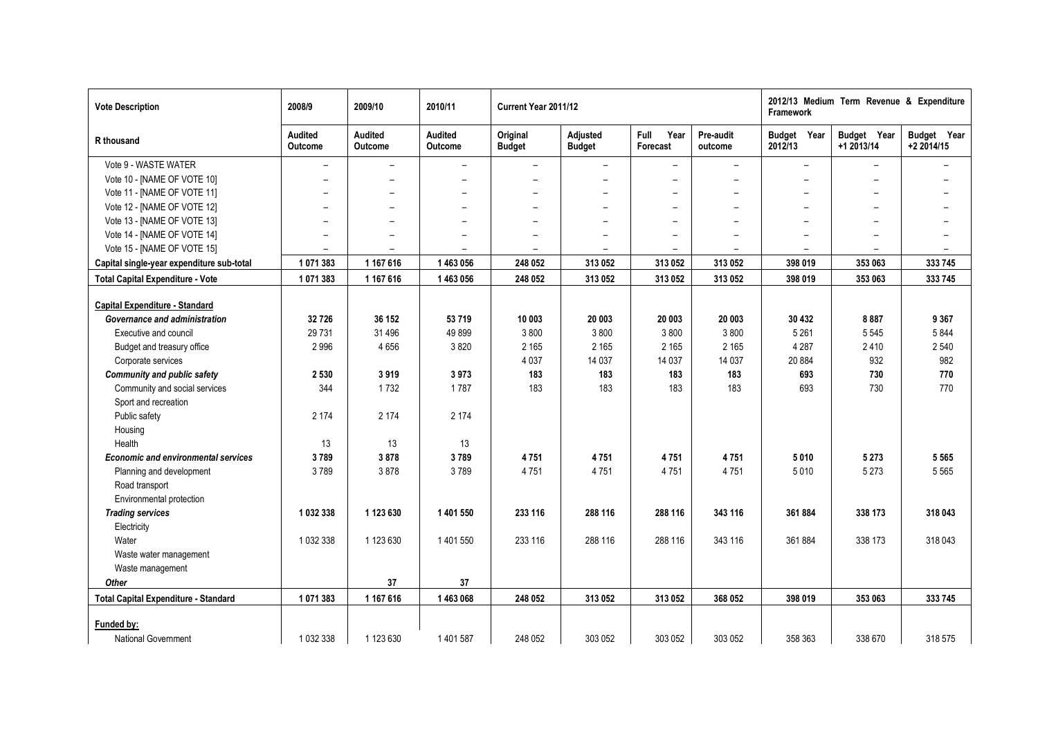| Vote Description | 2008/9 | 2009/10 | 2010/11 | Current Year 2011/12 | | | | 2012/13 Medium Term Revenue & Expenditure Framework | | |
|---|---|---|---|---|---|---|---|---|---|---|
| R thousand | Audited Outcome | Audited Outcome | Audited Outcome | Original Budget | Adjusted Budget | Full Year Forecast | Pre-audit outcome | Budget Year 2012/13 | Budget Year +1 2013/14 | Budget Year +2 2014/15 |
| Vote 9 - WASTE WATER | – | – | – | – | – | – | – | – | – | – |
| Vote 10 - [NAME OF VOTE 10] | – | – | – | – | – | – | – | – | – | – |
| Vote 11 - [NAME OF VOTE 11] | – | – | – | – | – | – | – | – | – | – |
| Vote 12 - [NAME OF VOTE 12] | – | – | – | – | – | – | – | – | – | – |
| Vote 13 - [NAME OF VOTE 13] | – | – | – | – | – | – | – | – | – | – |
| Vote 14 - [NAME OF VOTE 14] | – | – | – | – | – | – | – | – | – | – |
| Vote 15 - [NAME OF VOTE 15] | – | – | – | – | – | – | – | – | – | – |
| **Capital single-year expenditure sub-total** | **1 071 383** | **1 167 616** | **1 463 056** | **248 052** | **313 052** | **313 052** | **313 052** | **398 019** | **353 063** | **333 745** |
| **Total Capital Expenditure - Vote** | **1 071 383** | **1 167 616** | **1 463 056** | **248 052** | **313 052** | **313 052** | **313 052** | **398 019** | **353 063** | **333 745** |
| | | | | | | | | | | |
| **Capital Expenditure - Standard** | | | | | | | | | | |
| ***Governance and administration*** | **32 726** | **36 152** | **53 719** | **10 003** | **20 003** | **20 003** | **20 003** | **30 432** | **8 887** | **9 367** |
| Executive and council | 29 731 | 31 496 | 49 899 | 3 800 | 3 800 | 3 800 | 3 800 | 5 261 | 5 545 | 5 844 |
| Budget and treasury office | 2 996 | 4 656 | 3 820 | 2 165 | 2 165 | 2 165 | 2 165 | 4 287 | 2 410 | 2 540 |
| Corporate services | | | | 4 037 | 14 037 | 14 037 | 14 037 | 20 884 | 932 | 982 |
| ***Community and public safety*** | **2 530** | **3 919** | **3 973** | **183** | **183** | **183** | **183** | **693** | **730** | **770** |
| Community and social services | 344 | 1 732 | 1 787 | 183 | 183 | 183 | 183 | 693 | 730 | 770 |
| Sport and recreation | | | | | | | | | | |
| Public safety | 2 174 | 2 174 | 2 174 | | | | | | | |
| Housing | | | | | | | | | | |
| Health | 13 | 13 | 13 | | | | | | | |
| ***Economic and environmental services*** | **3 789** | **3 878** | **3 789** | **4 751** | **4 751** | **4 751** | **4 751** | **5 010** | **5 273** | **5 565** |
| Planning and development | 3 789 | 3 878 | 3 789 | 4 751 | 4 751 | 4 751 | 4 751 | 5 010 | 5 273 | 5 565 |
| Road transport | | | | | | | | | | |
| Environmental protection | | | | | | | | | | |
| ***Trading services*** | **1 032 338** | **1 123 630** | **1 401 550** | **233 116** | **288 116** | **288 116** | **343 116** | **361 884** | **338 173** | **318 043** |
| Electricity | | | | | | | | | | |
| Water | 1 032 338 | 1 123 630 | 1 401 550 | 233 116 | 288 116 | 288 116 | 343 116 | 361 884 | 338 173 | 318 043 |
| Waste water management | | | | | | | | | | |
| Waste management | | | | | | | | | | |
| ***Other*** | | **37** | **37** | | | | | | | |
| **Total Capital Expenditure - Standard** | **1 071 383** | **1 167 616** | **1 463 068** | **248 052** | **313 052** | **313 052** | **368 052** | **398 019** | **353 063** | **333 745** |
| | | | | | | | | | | |
| **Funded by:** | | | | | | | | | | |
| National Government | 1 032 338 | 1 123 630 | 1 401 587 | 248 052 | 303 052 | 303 052 | 303 052 | 358 363 | 338 670 | 318 575 |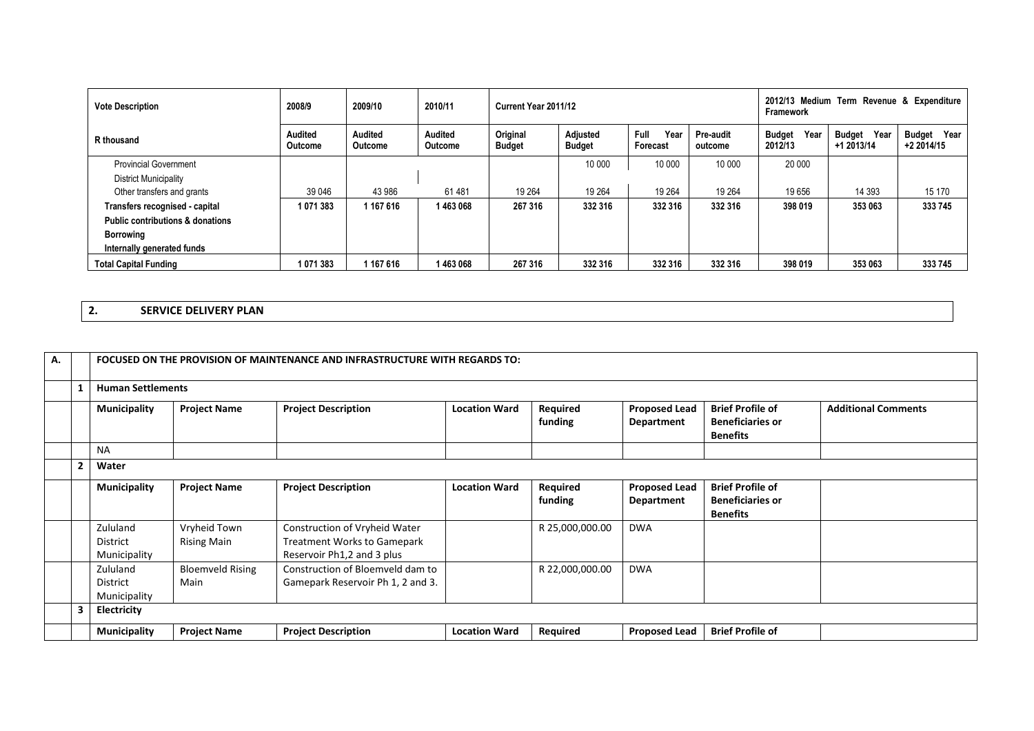| Vote Description | 2008/9 | 2009/10 | 2010/11 | Current Year 2011/12 | | | | 2012/13 Medium Term Revenue & Expenditure Framework | | |
|---|---|---|---|---|---|---|---|---|---|---|
| R thousand | Audited Outcome | Audited Outcome | Audited Outcome | Original Budget | Adjusted Budget | Full Year Forecast | Pre-audit outcome | Budget Year 2012/13 | Budget Year +1 2013/14 | Budget Year +2 2014/15 |
| Provincial Government | | | | | 10 000 | 10 000 | 10 000 | 20 000 | | |
| District Municipality | | | | | | | | | | |
| Other transfers and grants | 39 046 | 43 986 | 61 481 | 19 264 | 19 264 | 19 264 | 19 264 | 19 656 | 14 393 | 15 170 |
| **Transfers recognised - capital** | **1 071 383** | **1 167 616** | **1 463 068** | **267 316** | **332 316** | **332 316** | **332 316** | **398 019** | **353 063** | **333 745** |
| **Public contributions & donations** | | | | | | | | | | |
| **Borrowing** | | | | | | | | | | |
| **Internally generated funds** | | | | | | | | | | |
| **Total Capital Funding** | **1 071 383** | **1 167 616** | **1 463 068** | **267 316** | **332 316** | **332 316** | **332 316** | **398 019** | **353 063** | **333 745** |

## 2. SERVICE DELIVERY PLAN

| A. | | FOCUSED ON THE PROVISION OF MAINTENANCE AND INFRASTRUCTURE WITH REGARDS TO: | | | | | | | |
|---|---|---|---|---|---|---|---|---|---|
| | 1 | **Human Settlements** | | | | | | | |
| | | **Municipality** | **Project Name** | **Project Description** | **Location Ward** | **Required funding** | **Proposed Lead Department** | **Brief Profile of Beneficiaries or Benefits** | **Additional Comments** |
| | | NA | | | | | | | |
| | 2 | **Water** | | | | | | | |
| | | **Municipality** | **Project Name** | **Project Description** | **Location Ward** | **Required funding** | **Proposed Lead Department** | **Brief Profile of Beneficiaries or Benefits** | |
| | | Zululand District Municipality | Vryheid Town Rising Main | Construction of Vryheid Water Treatment Works to Gamepark Reservoir Ph1,2 and 3 plus | | R 25,000,000.00 | DWA | | |
| | | Zululand District Municipality | Bloemveld Rising Main | Construction of Bloemveld dam to Gamepark Reservoir Ph 1, 2 and 3. | | R 22,000,000.00 | DWA | | |
| | 3 | **Electricity** | | | | | | | |
| | | **Municipality** | **Project Name** | **Project Description** | **Location Ward** | **Required** | **Proposed Lead** | **Brief Profile of** | |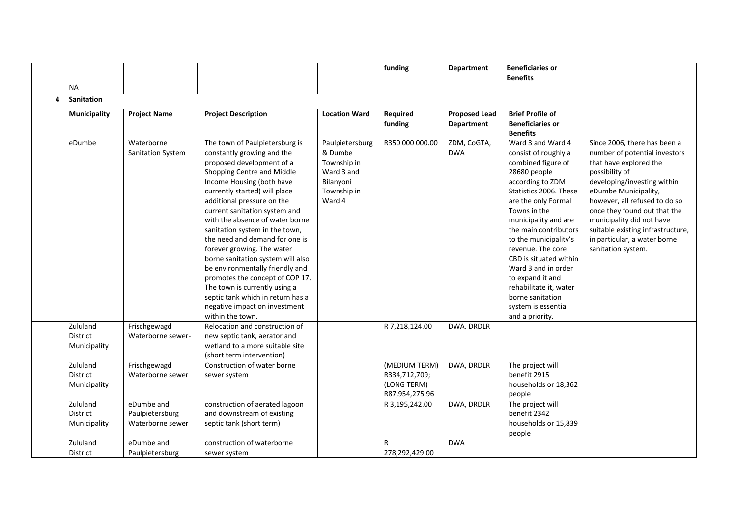| | | | | | funding | Department | Beneficiaries or Benefits | |
|---|---|---|---|---|---|---|---|---|
| | NA | | | | | | | |
| **4** | **Sanitation** | | | | | | | |
| | **Municipality** | **Project Name** | **Project Description** | **Location Ward** | **Required funding** | **Proposed Lead Department** | **Brief Profile of Beneficiaries or Benefits** | |
| | eDumbe | Waterborne Sanitation System | The town of Paulpietersburg is constantly growing and the proposed development of a Shopping Centre and Middle Income Housing (both have currently started) will place additional pressure on the current sanitation system and with the absence of water borne sanitation system in the town, the need and demand for one is forever growing. The water borne sanitation system will also be environmentally friendly and promotes the concept of COP 17. The town is currently using a septic tank which in return has a negative impact on investment within the town. | Paulpietersburg & Dumbe Township in Ward 3 and Bilanyoni Township in Ward 4 | R350 000 000.00 | ZDM, CoGTA, DWA | Ward 3 and Ward 4 consist of roughly a combined figure of 28680 people according to ZDM Statistics 2006. These are the only Formal Towns in the municipality and are the main contributors to the municipality's revenue. The core CBD is situated within Ward 3 and in order to expand it and rehabilitate it, water borne sanitation system is essential and a priority. | Since 2006, there has been a number of potential investors that have explored the possibility of developing/investing within eDumbe Municipality, however, all refused to do so once they found out that the municipality did not have suitable existing infrastructure, in particular, a water borne sanitation system. |
| | Zululand District Municipality | Frischgewagd Waterborne sewer- | Relocation and construction of new septic tank, aerator and wetland to a more suitable site (short term intervention) | | R 7,218,124.00 | DWA, DRDLR | | |
| | Zululand District Municipality | Frischgewagd Waterborne sewer | Construction of water borne sewer system | | (MEDIUM TERM) R334,712,709; (LONG TERM) R87,954,275.96 | DWA, DRDLR | The project will benefit 2915 households or 18,362 people | |
| | Zululand District Municipality | eDumbe and Paulpietersburg Waterborne sewer | construction of aerated lagoon and downstream of existing septic tank (short term) | | R 3,195,242.00 | DWA, DRDLR | The project will benefit 2342 households or 15,839 people | |
| | Zululand District | eDumbe and Paulpietersburg | construction of waterborne sewer system | | R 278,292,429.00 | DWA | | |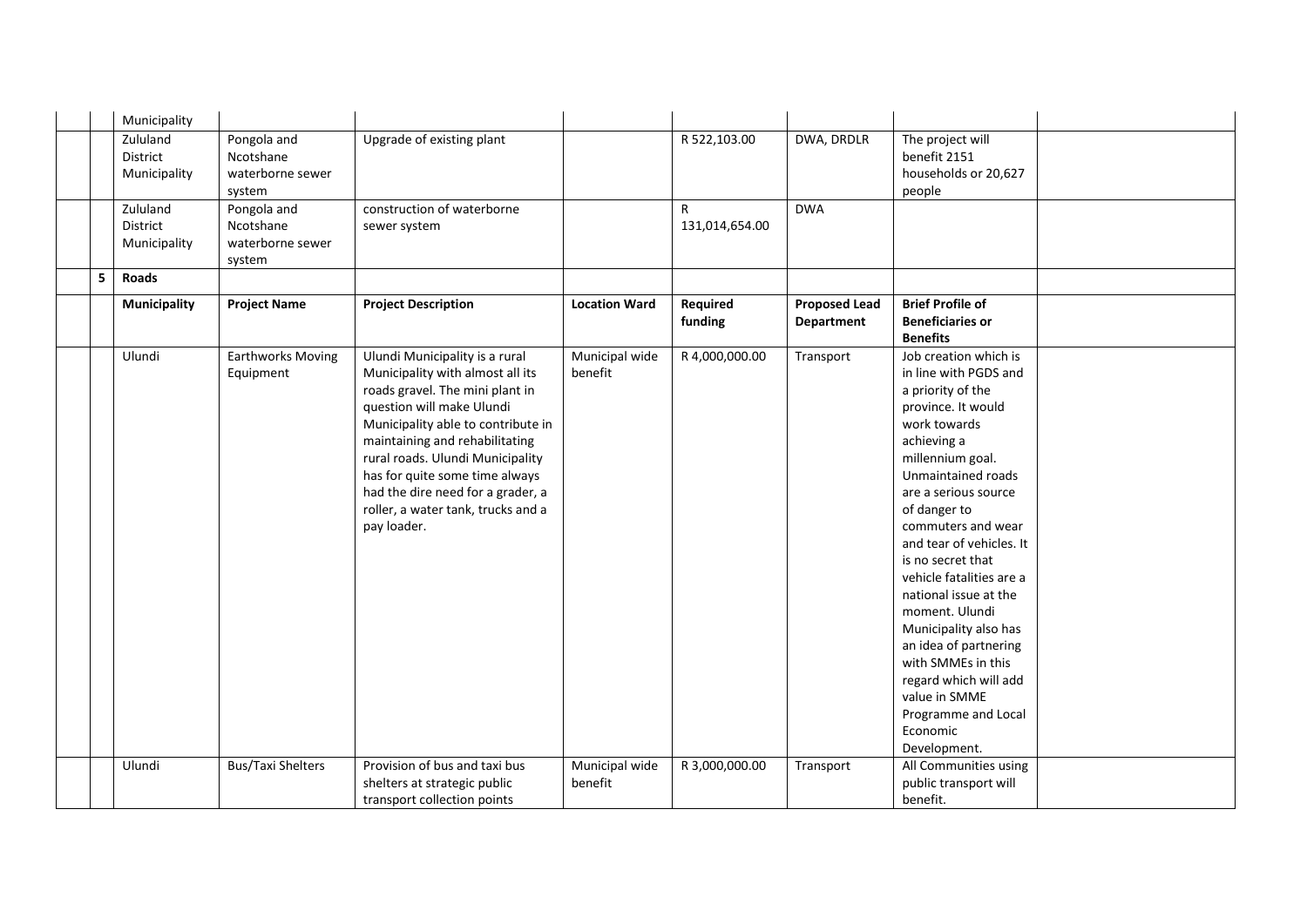|  | Municipality |  |  |  |  |  |  |  |
|---|---|---|---|---|---|---|---|---|
|  | Zululand District Municipality | Pongola and Ncotshane waterborne sewer system | Upgrade of existing plant |  | R 522,103.00 | DWA, DRDLR | The project will benefit 2151 households or 20,627 people |  |
|  | Zululand District Municipality | Pongola and Ncotshane waterborne sewer system | construction of waterborne sewer system |  | R 131,014,654.00 | DWA |  |  |
| 5 | **Roads** |  |  |  |  |  |  |  |
|  | **Municipality** | **Project Name** | **Project Description** | **Location Ward** | **Required funding** | **Proposed Lead Department** | **Brief Profile of Beneficiaries or Benefits** |  |
|  | Ulundi | Earthworks Moving Equipment | Ulundi Municipality is a rural Municipality with almost all its roads gravel. The mini plant in question will make Ulundi Municipality able to contribute in maintaining and rehabilitating rural roads. Ulundi Municipality has for quite some time always had the dire need for a grader, a roller, a water tank, trucks and a pay loader. | Municipal wide benefit | R 4,000,000.00 | Transport | Job creation which is in line with PGDS and a priority of the province. It would work towards achieving a millennium goal. Unmaintained roads are a serious source of danger to commuters and wear and tear of vehicles. It is no secret that vehicle fatalities are a national issue at the moment. Ulundi Municipality also has an idea of partnering with SMMEs in this regard which will add value in SMME Programme and Local Economic Development. |  |
|  | Ulundi | Bus/Taxi Shelters | Provision of bus and taxi bus shelters at strategic public transport collection points | Municipal wide benefit | R 3,000,000.00 | Transport | All Communities using public transport will benefit. |  |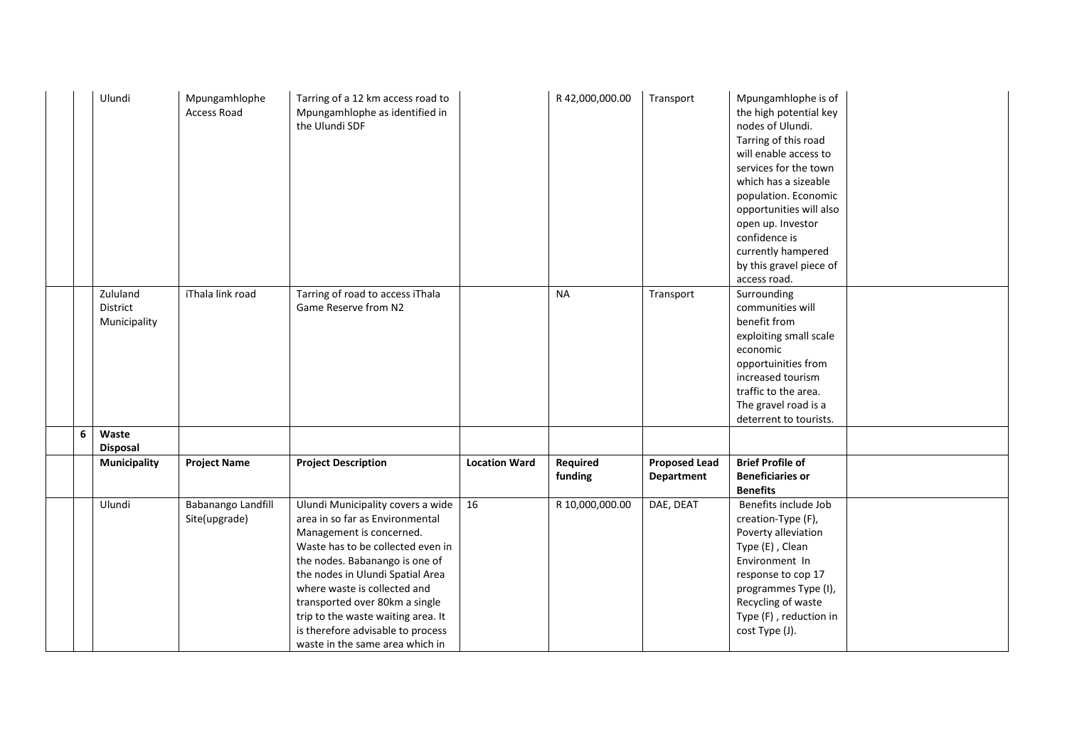| | | | | | | | | |
|---|---|---|---|---|---|---|---|---|
| | Ulundi | Mpungamhlophe Access Road | Tarring of a 12 km access road to Mpungamhlophe as identified in the Ulundi SDF | | R 42,000,000.00 | Transport | Mpungamhlophe is of the high potential key nodes of Ulundi. Tarring of this road will enable access to services for the town which has a sizeable population. Economic opportunities will also open up. Investor confidence is currently hampered by this gravel piece of access road. | |
| | Zululand District Municipality | iThala link road | Tarring of road to access iThala Game Reserve from N2 | | NA | Transport | Surrounding communities will benefit from exploiting small scale economic opportuinities from increased tourism traffic to the area. The gravel road is a deterrent to tourists. | |
| **6** | **Waste Disposal** | | | | | | | |
| | **Municipality** | **Project Name** | **Project Description** | **Location Ward** | **Required funding** | **Proposed Lead Department** | **Brief Profile of Beneficiaries or Benefits** | |
| | Ulundi | Babanango Landfill Site(upgrade) | Ulundi Municipality covers a wide area in so far as Environmental Management is concerned. Waste has to be collected even in the nodes. Babanango is one of the nodes in Ulundi Spatial Area where waste is collected and transported over 80km a single trip to the waste waiting area. It is therefore advisable to process waste in the same area which in | 16 | R 10,000,000.00 | DAE, DEAT | Benefits include Job creation-Type (F), Poverty alleviation Type (E) , Clean Environment In response to cop 17 programmes Type (I), Recycling of waste Type (F) , reduction in cost Type (J). | |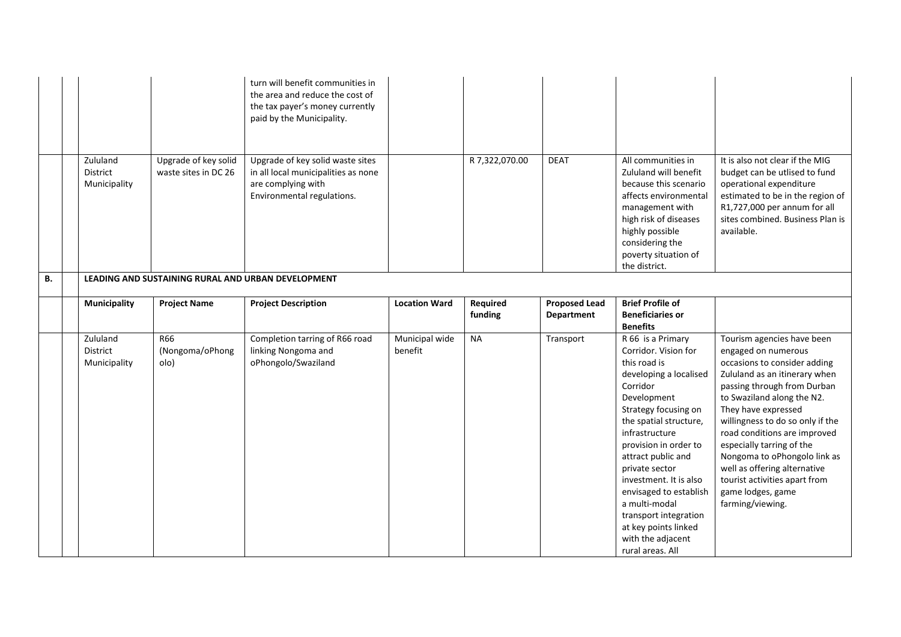| | | | | | | | | | |
|---|---|---|---|---|---|---|---|---|---|
| | | | | turn will benefit communities in the area and reduce the cost of the tax payer's money currently paid by the Municipality. | | | | | |
| | | Zululand District Municipality | Upgrade of key solid waste sites in DC 26 | Upgrade of key solid waste sites in all local municipalities as none are complying with Environmental regulations. | | R 7,322,070.00 | DEAT | All communities in Zululand will benefit because this scenario affects environmental management with high risk of diseases highly possible considering the poverty situation of the district. | It is also not clear if the MIG budget can be utlised to fund operational expenditure estimated to be in the region of R1,727,000 per annum for all sites combined. Business Plan is available. |
| **B.** | | **LEADING AND SUSTAINING RURAL AND URBAN DEVELOPMENT** | | | | | | | |
| | | **Municipality** | **Project Name** | **Project Description** | **Location Ward** | **Required funding** | **Proposed Lead Department** | **Brief Profile of Beneficiaries or Benefits** | |
| | | Zululand District Municipality | R66 (Nongoma/oPhongolo) | Completion tarring of R66 road linking Nongoma and oPhongolo/Swaziland | Municipal wide benefit | NA | Transport | R 66 is a Primary Corridor. Vision for this road is developing a localised Corridor Development Strategy focusing on the spatial structure, infrastructure provision in order to attract public and private sector investment. It is also envisaged to establish a multi-modal transport integration at key points linked with the adjacent rural areas. All | Tourism agencies have been engaged on numerous occasions to consider adding Zululand as an itinerary when passing through from Durban to Swaziland along the N2. They have expressed willingness to do so only if the road conditions are improved especially tarring of the Nongoma to oPhongolo link as well as offering alternative tourist activities apart from game lodges, game farming/viewing. |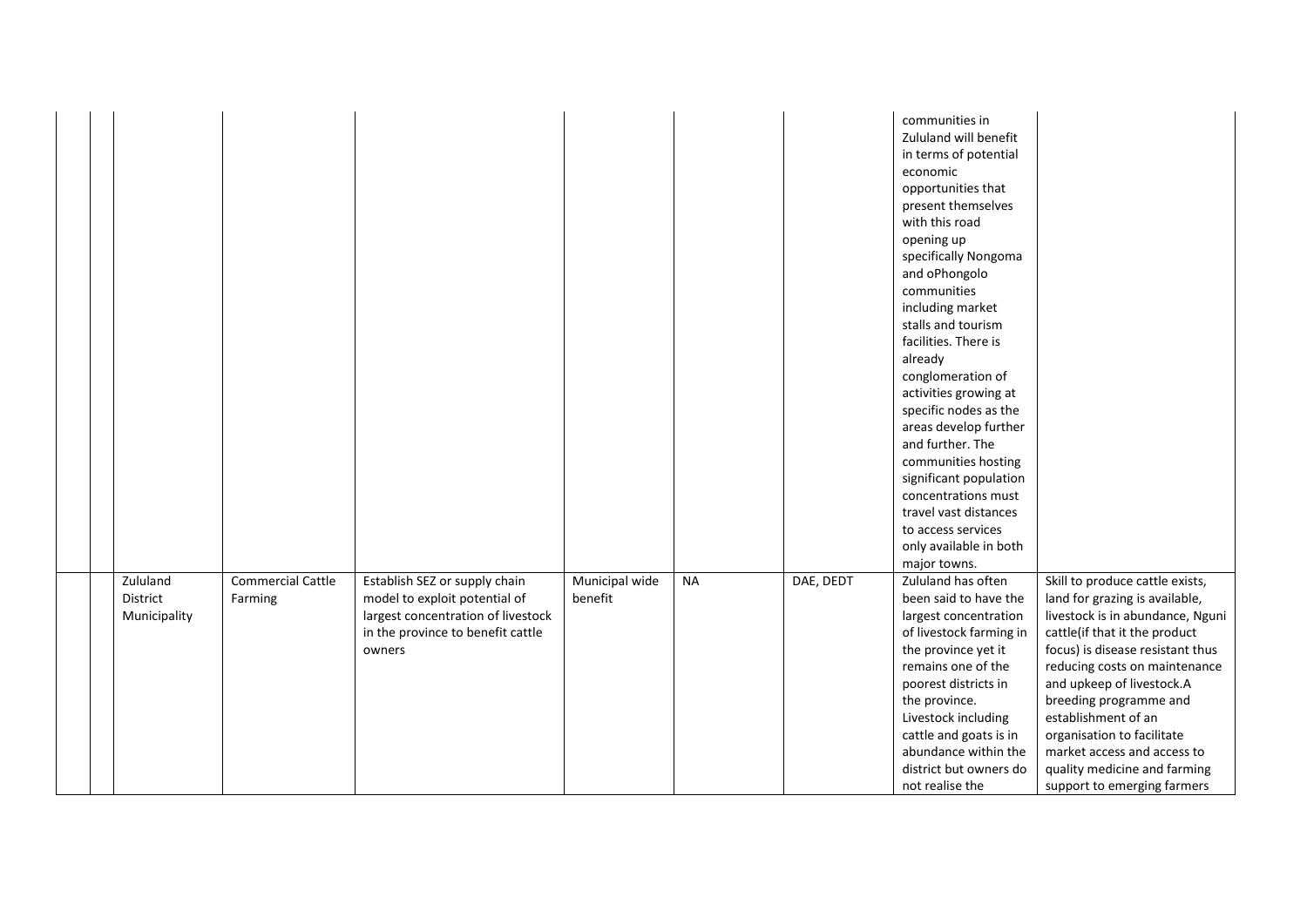| | | | | | | | | | |
|---|---|---|---|---|---|---|---|---|---|
| | | | | | | | | communities in Zululand will benefit in terms of potential economic opportunities that present themselves with this road opening up specifically Nongoma and oPhongolo communities including market stalls and tourism facilities. There is already conglomeration of activities growing at specific nodes as the areas develop further and further. The communities hosting significant population concentrations must travel vast distances to access services only available in both major towns. | |
| | | Zululand District Municipality | Commercial Cattle Farming | Establish SEZ or supply chain model to exploit potential of largest concentration of livestock in the province to benefit cattle owners | Municipal wide benefit | NA | DAE, DEDT | Zululand has often been said to have the largest concentration of livestock farming in the province yet it remains one of the poorest districts in the province. Livestock including cattle and goats is in abundance within the district but owners do not realise the | Skill to produce cattle exists, land for grazing is available, livestock is in abundance, Nguni cattle(if that it the product focus) is disease resistant thus reducing costs on maintenance and upkeep of livestock.A breeding programme and establishment of an organisation to facilitate market access and access to quality medicine and farming support to emerging farmers |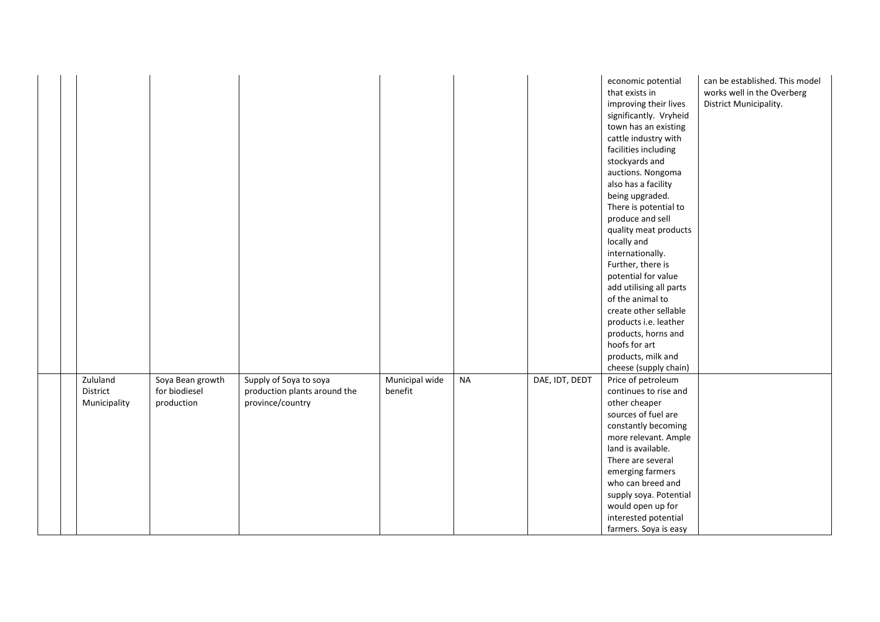|  |  |  |  |  |  |  |  | economic potential that exists in improving their lives significantly. Vryheid town has an existing cattle industry with facilities including stockyards and auctions. Nongoma also has a facility being upgraded. There is potential to produce and sell quality meat products locally and internationally. Further, there is potential for value add utilising all parts of the animal to create other sellable products i.e. leather products, horns and hoofs for art products, milk and cheese (supply chain) | can be established. This model works well in the Overberg District Municipality. |
|---|---|---|---|---|---|---|---|---|---|
|  |  | Zululand District Municipality | Soya Bean growth for biodiesel production | Supply of Soya to soya production plants around the province/country | Municipal wide benefit | NA | DAE, IDT, DEDT | Price of petroleum continues to rise and other cheaper sources of fuel are constantly becoming more relevant. Ample land is available. There are several emerging farmers who can breed and supply soya. Potential would open up for interested potential farmers. Soya is easy |  |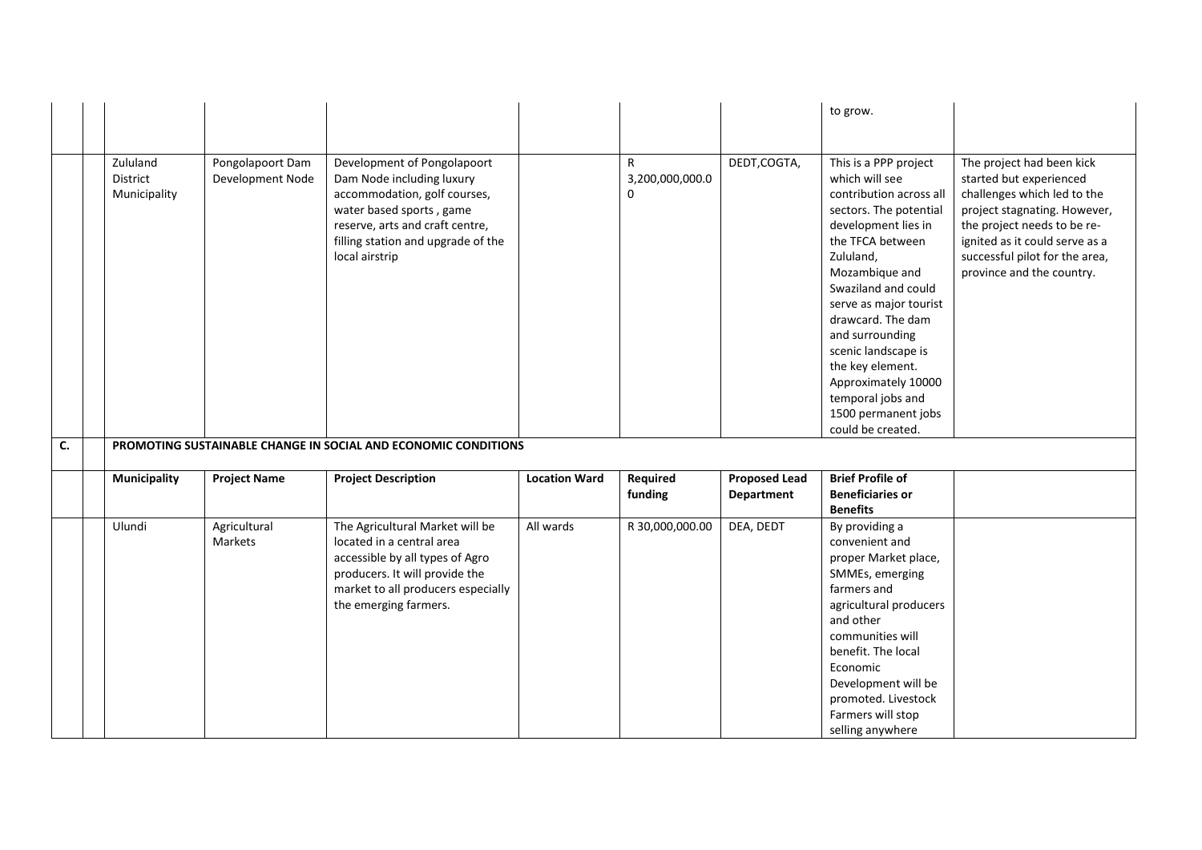| | | | | | | | | | |
|---|---|---|---|---|---|---|---|---|---|
| | | | | | | | | to grow. | |
| | | Zululand District Municipality | Pongolapoort Dam Development Node | Development of Pongolapoort Dam Node including luxury accommodation, golf courses, water based sports , game reserve, arts and craft centre, filling station and upgrade of the local airstrip | | R 3,200,000,000.00 | DEDT,COGTA, | This is a PPP project which will see contribution across all sectors. The potential development lies in the TFCA between Zululand, Mozambique and Swaziland and could serve as major tourist drawcard. The dam and surrounding scenic landscape is the key element. Approximately 10000 temporal jobs and 1500 permanent jobs could be created. | The project had been kick started but experienced challenges which led to the project stagnating. However, the project needs to be re-ignited as it could serve as a successful pilot for the area, province and the country. |
| **C.** | | **PROMOTING SUSTAINABLE CHANGE IN SOCIAL AND ECONOMIC CONDITIONS** | | | | | | | |
| | | **Municipality** | **Project Name** | **Project Description** | **Location Ward** | **Required funding** | **Proposed Lead Department** | **Brief Profile of Beneficiaries or Benefits** | |
| | | Ulundi | Agricultural Markets | The Agricultural Market will be located in a central area accessible by all types of Agro producers. It will provide the market to all producers especially the emerging farmers. | All wards | R 30,000,000.00 | DEA, DEDT | By providing a convenient and proper Market place, SMMEs, emerging farmers and agricultural producers and other communities will benefit. The local Economic Development will be promoted. Livestock Farmers will stop selling anywhere | |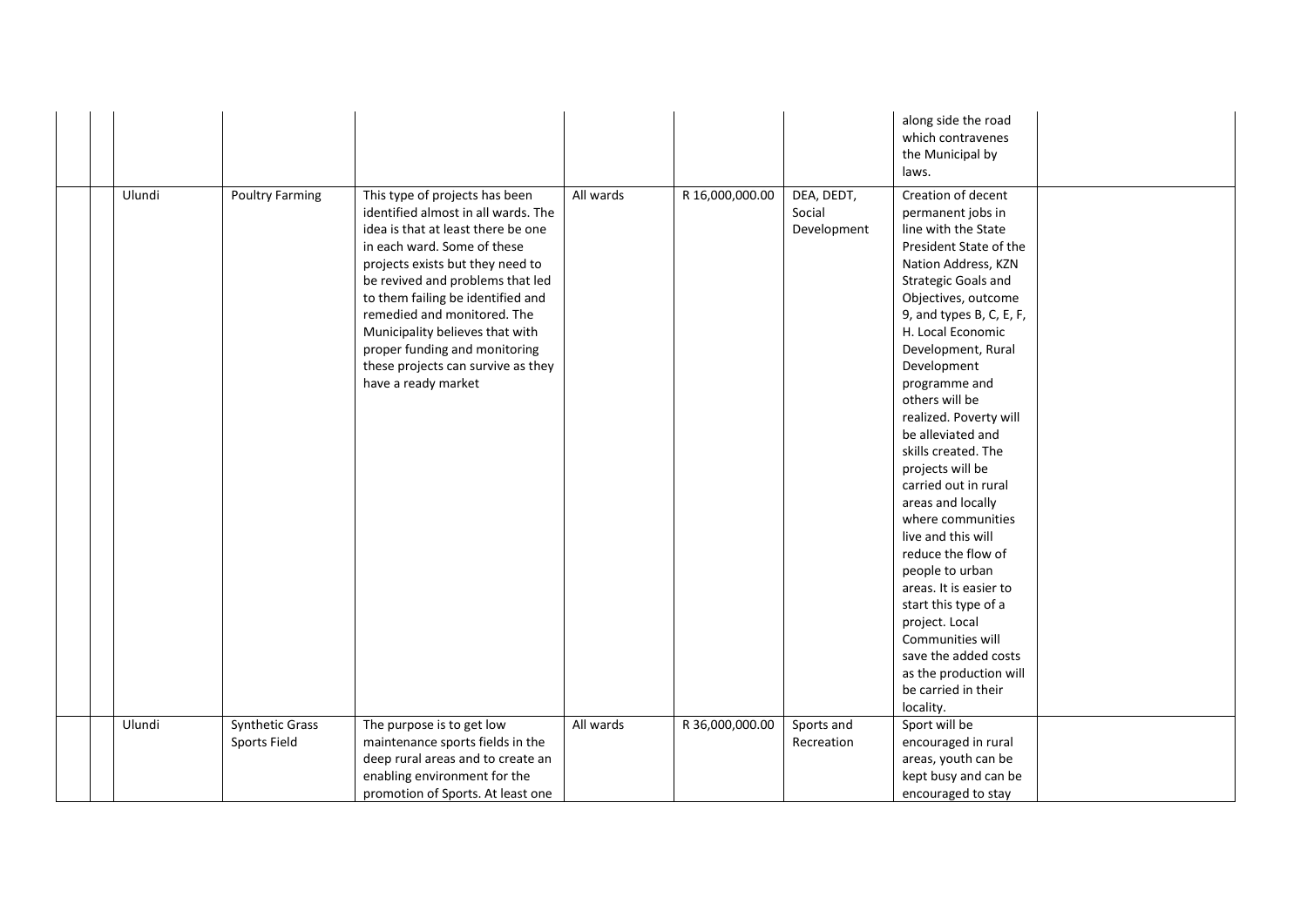| | | | | | | | | |
|---|---|---|---|---|---|---|---|---|
| | | | | | | | along side the road which contravenes the Municipal by laws. | |
| | Ulundi | Poultry Farming | This type of projects has been identified almost in all wards. The idea is that at least there be one in each ward. Some of these projects exists but they need to be revived and problems that led to them failing be identified and remedied and monitored. The Municipality believes that with proper funding and monitoring these projects can survive as they have a ready market | All wards | R 16,000,000.00 | DEA, DEDT, Social Development | Creation of decent permanent jobs in line with the State President State of the Nation Address, KZN Strategic Goals and Objectives, outcome 9, and types B, C, E, F, H. Local Economic Development, Rural Development programme and others will be realized. Poverty will be alleviated and skills created. The projects will be carried out in rural areas and locally where communities live and this will reduce the flow of people to urban areas. It is easier to start this type of a project. Local Communities will save the added costs as the production will be carried in their locality. | |
| | Ulundi | Synthetic Grass Sports Field | The purpose is to get low maintenance sports fields in the deep rural areas and to create an enabling environment for the promotion of Sports. At least one | All wards | R 36,000,000.00 | Sports and Recreation | Sport will be encouraged in rural areas, youth can be kept busy and can be encouraged to stay | |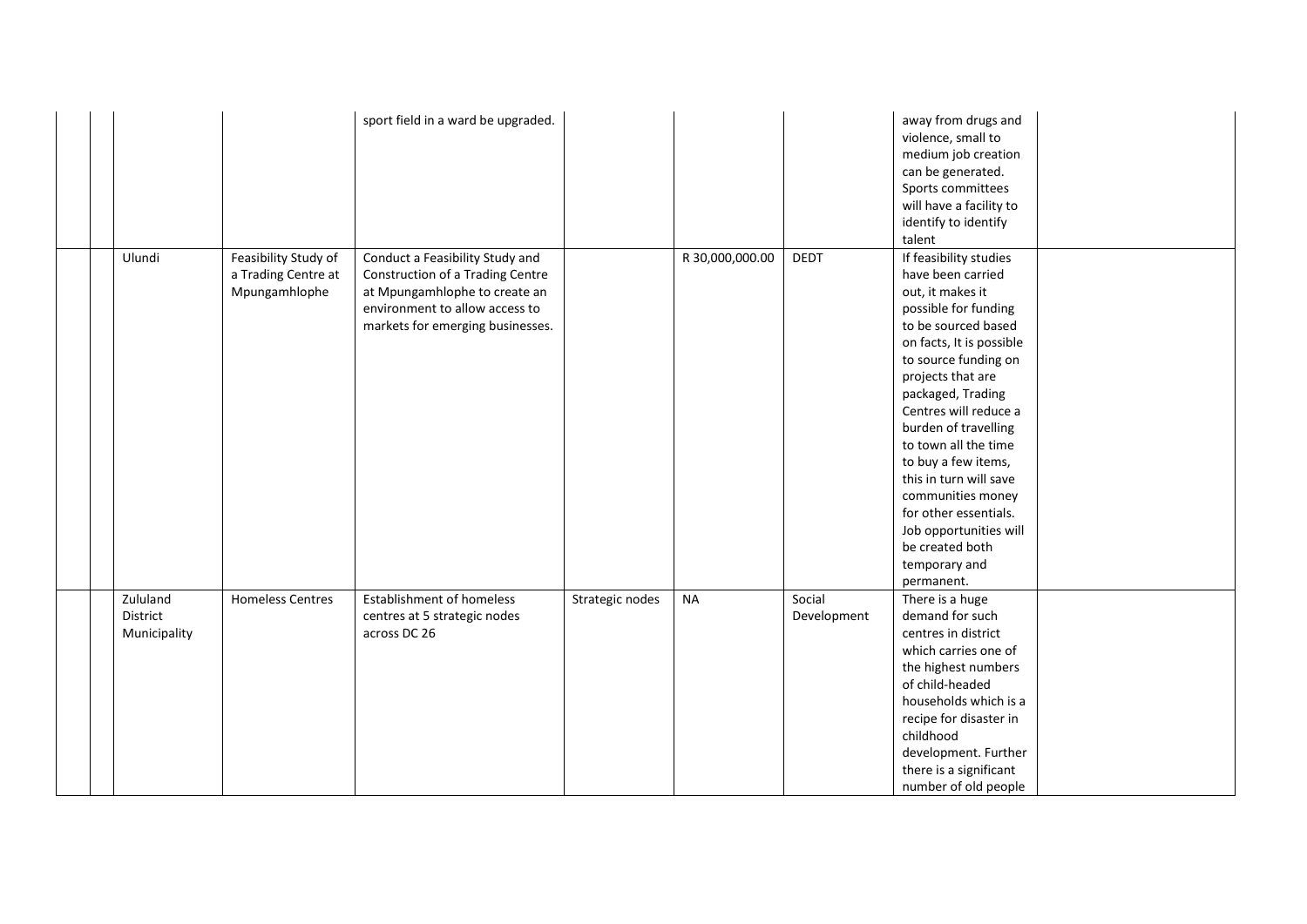| | | | | | | | | |
|---|---|---|---|---|---|---|---|---|
| | | | sport field in a ward be upgraded. | | | | away from drugs and violence, small to medium job creation can be generated. Sports committees will have a facility to identify to identify talent | |
| | Ulundi | Feasibility Study of a Trading Centre at Mpungamhlophe | Conduct a Feasibility Study and Construction of a Trading Centre at Mpungamhlophe to create an environment to allow access to markets for emerging businesses. | | R 30,000,000.00 | DEDT | If feasibility studies have been carried out, it makes it possible for funding to be sourced based on facts, It is possible to source funding on projects that are packaged, Trading Centres will reduce a burden of travelling to town all the time to buy a few items, this in turn will save communities money for other essentials. Job opportunities will be created both temporary and permanent. | |
| | Zululand District Municipality | Homeless Centres | Establishment of homeless centres at 5 strategic nodes across DC 26 | Strategic nodes | NA | Social Development | There is a huge demand for such centres in district which carries one of the highest numbers of child-headed households which is a recipe for disaster in childhood development. Further there is a significant number of old people | |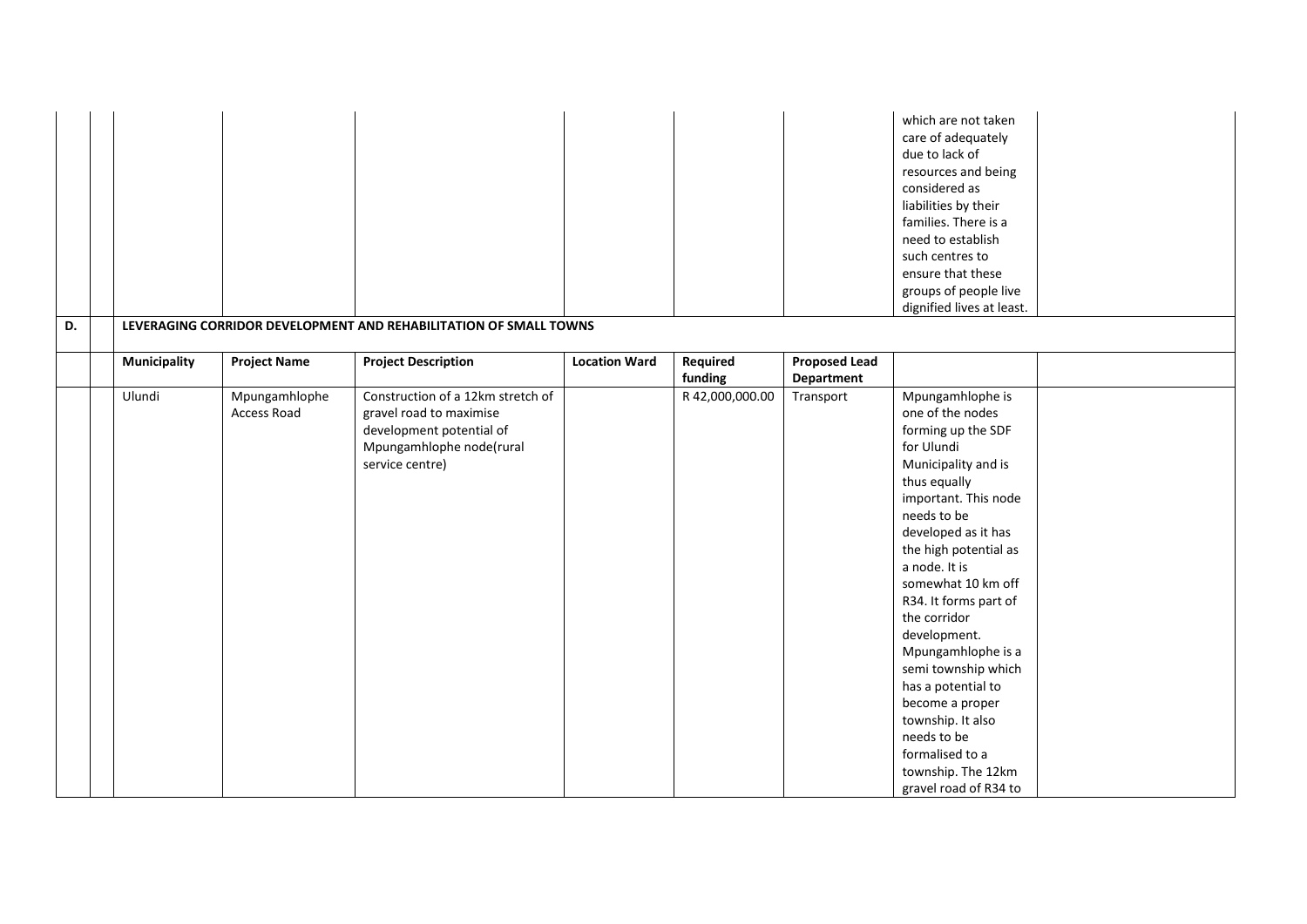| | | | | | | | | | which are not taken care of adequately due to lack of resources and being considered as liabilities by their families. There is a need to establish such centres to ensure that these groups of people live dignified lives at least. | |
|---|---|---|---|---|---|---|---|---|---|---|
| **D.** | | **LEVERAGING CORRIDOR DEVELOPMENT AND REHABILITATION OF SMALL TOWNS** | | | | | | | | |
| | | **Municipality** | **Project Name** | **Project Description** | **Location Ward** | **Required funding** | **Proposed Lead Department** | | | |
| | | Ulundi | Mpungamhlophe Access Road | Construction of a 12km stretch of gravel road to maximise development potential of Mpungamhlophe node(rural service centre) | | R 42,000,000.00 | Transport | Mpungamhlophe is one of the nodes forming up the SDF for Ulundi Municipality and is thus equally important. This node needs to be developed as it has the high potential as a node. It is somewhat 10 km off R34. It forms part of the corridor development. Mpungamhlophe is a semi township which has a potential to become a proper township. It also needs to be formalised to a township. The 12km gravel road of R34 to | | |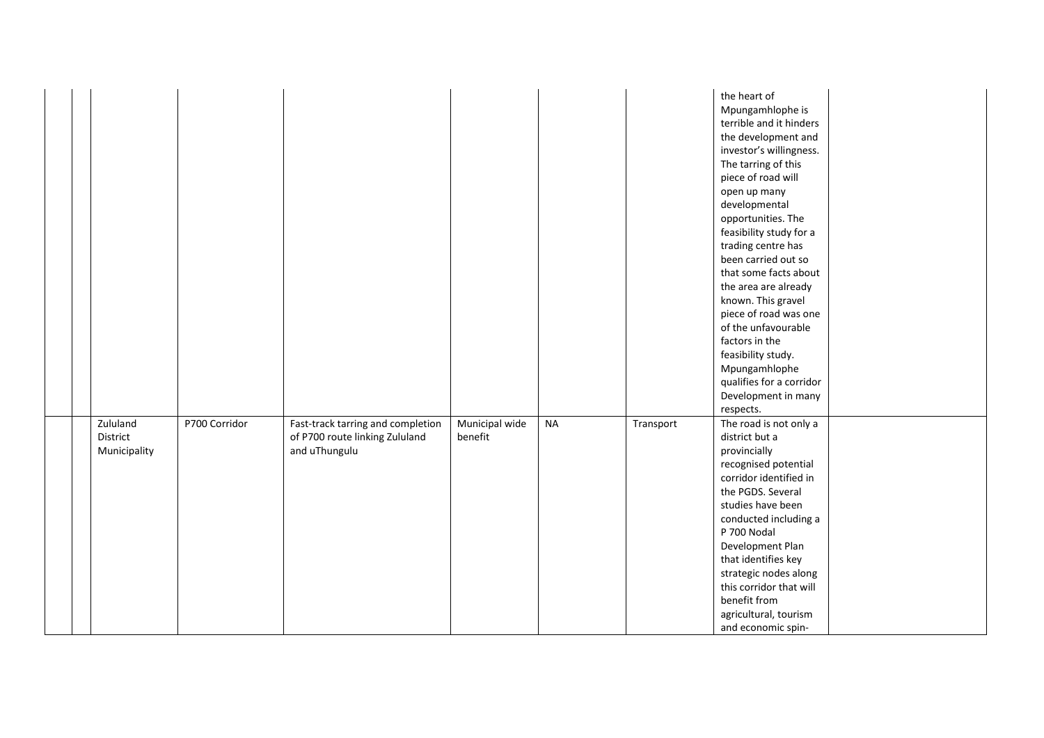|  |  |  |  |  |  |  |  | the heart of Mpungamhlophe is terrible and it hinders the development and investor's willingness. The tarring of this piece of road will open up many developmental opportunities. The feasibility study for a trading centre has been carried out so that some facts about the area are already known. This gravel piece of road was one of the unfavourable factors in the feasibility study. Mpungamhlophe qualifies for a corridor Development in many respects. |  |
|---|---|---|---|---|---|---|---|---|---|
|  |  | Zululand District Municipality | P700 Corridor | Fast-track tarring and completion of P700 route linking Zululand and uThungulu | Municipal wide benefit | NA | Transport | The road is not only a district but a provincially recognised potential corridor identified in the PGDS. Several studies have been conducted including a P 700 Nodal Development Plan that identifies key strategic nodes along this corridor that will benefit from agricultural, tourism and economic spin- |  |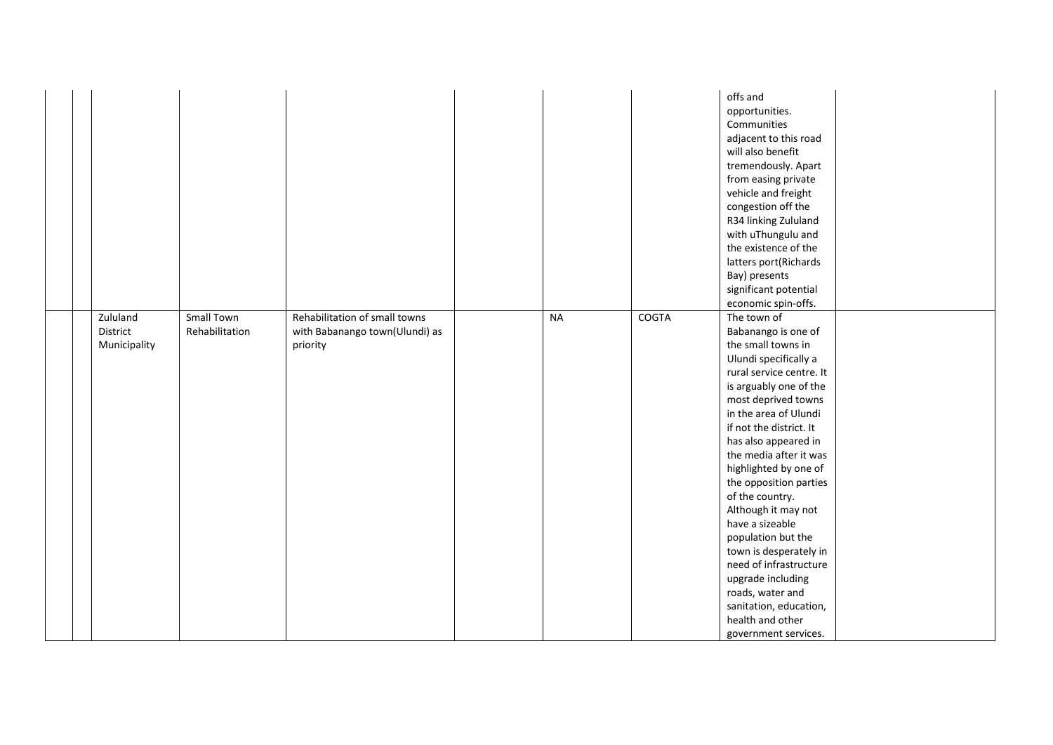|  |  |  |  |  |  |  |  |  |  |
|---|---|---|---|---|---|---|---|---|---|
|  |  |  |  |  |  |  |  | offs and opportunities. Communities adjacent to this road will also benefit tremendously. Apart from easing private vehicle and freight congestion off the R34 linking Zululand with uThungulu and the existence of the latters port(Richards Bay) presents significant potential economic spin-offs. |  |
|  |  | Zululand District Municipality | Small Town Rehabilitation | Rehabilitation of small towns with Babanango town(Ulundi) as priority |  | NA | COGTA | The town of Babanango is one of the small towns in Ulundi specifically a rural service centre. It is arguably one of the most deprived towns in the area of Ulundi if not the district. It has also appeared in the media after it was highlighted by one of the opposition parties of the country. Although it may not have a sizeable population but the town is desperately in need of infrastructure upgrade including roads, water and sanitation, education, health and other government services. |  |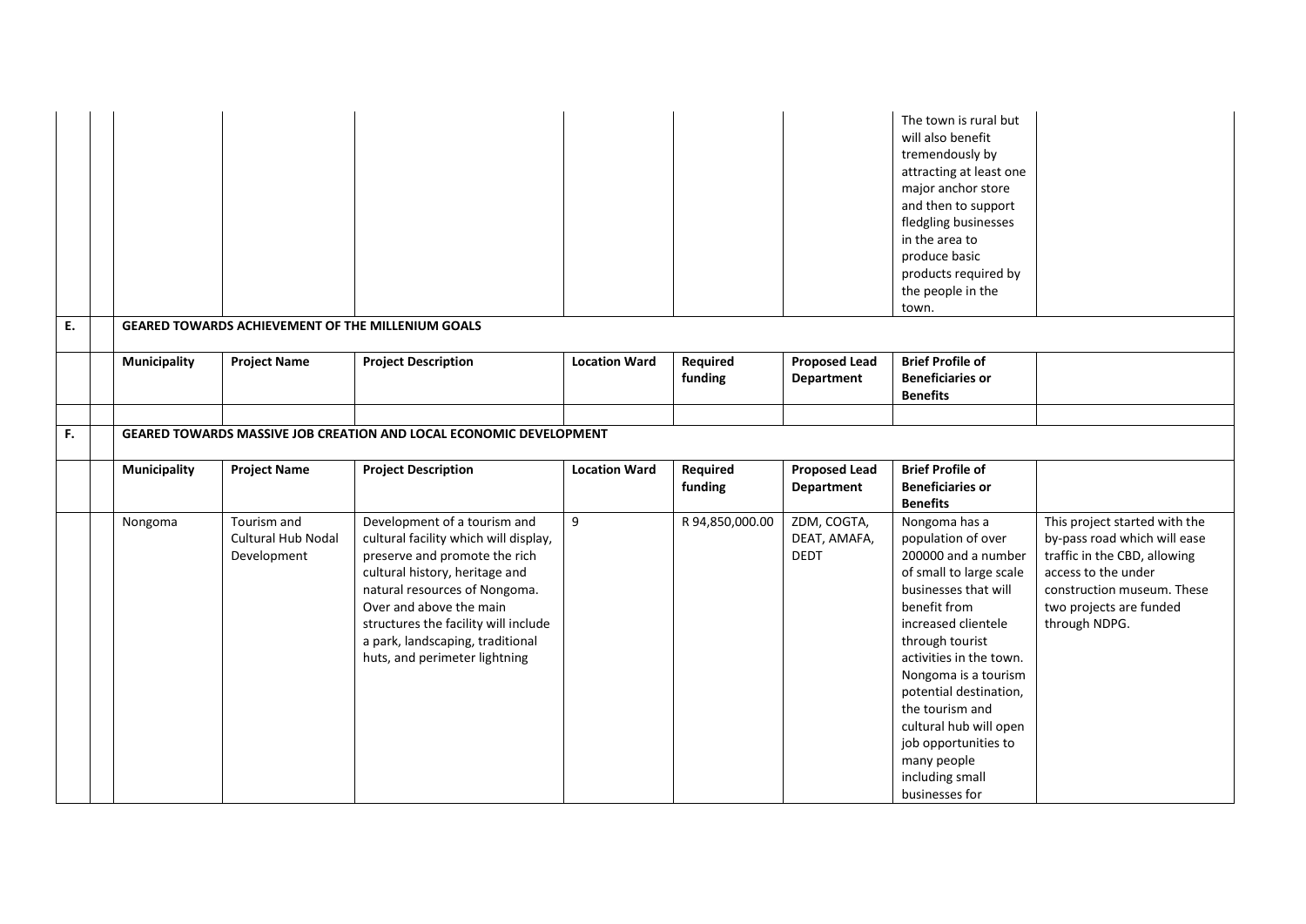| | | | | | | | | | |
|---|---|---|---|---|---|---|---|---|---|
| | | | | | | | | The town is rural but will also benefit tremendously by attracting at least one major anchor store and then to support fledgling businesses in the area to produce basic products required by the people in the town. | |
| **E.** | | **GEARED TOWARDS ACHIEVEMENT OF THE MILLENIUM GOALS** | | | | | | | |
| | | **Municipality** | **Project Name** | **Project Description** | **Location Ward** | **Required funding** | **Proposed Lead Department** | **Brief Profile of Beneficiaries or Benefits** | |
| | | | | | | | | | |
| **F.** | | **GEARED TOWARDS MASSIVE JOB CREATION AND LOCAL ECONOMIC DEVELOPMENT** | | | | | | | |
| | | **Municipality** | **Project Name** | **Project Description** | **Location Ward** | **Required funding** | **Proposed Lead Department** | **Brief Profile of Beneficiaries or Benefits** | |
| | | Nongoma | Tourism and Cultural Hub Nodal Development | Development of a tourism and cultural facility which will display, preserve and promote the rich cultural history, heritage and natural resources of Nongoma. Over and above the main structures the facility will include a park, landscaping, traditional huts, and perimeter lightning | 9 | R 94,850,000.00 | ZDM, COGTA, DEAT, AMAFA, DEDT | Nongoma has a population of over 200000 and a number of small to large scale businesses that will benefit from increased clientele through tourist activities in the town. Nongoma is a tourism potential destination, the tourism and cultural hub will open job opportunities to many people including small businesses for | This project started with the by-pass road which will ease traffic in the CBD, allowing access to the under construction museum. These two projects are funded through NDPG. |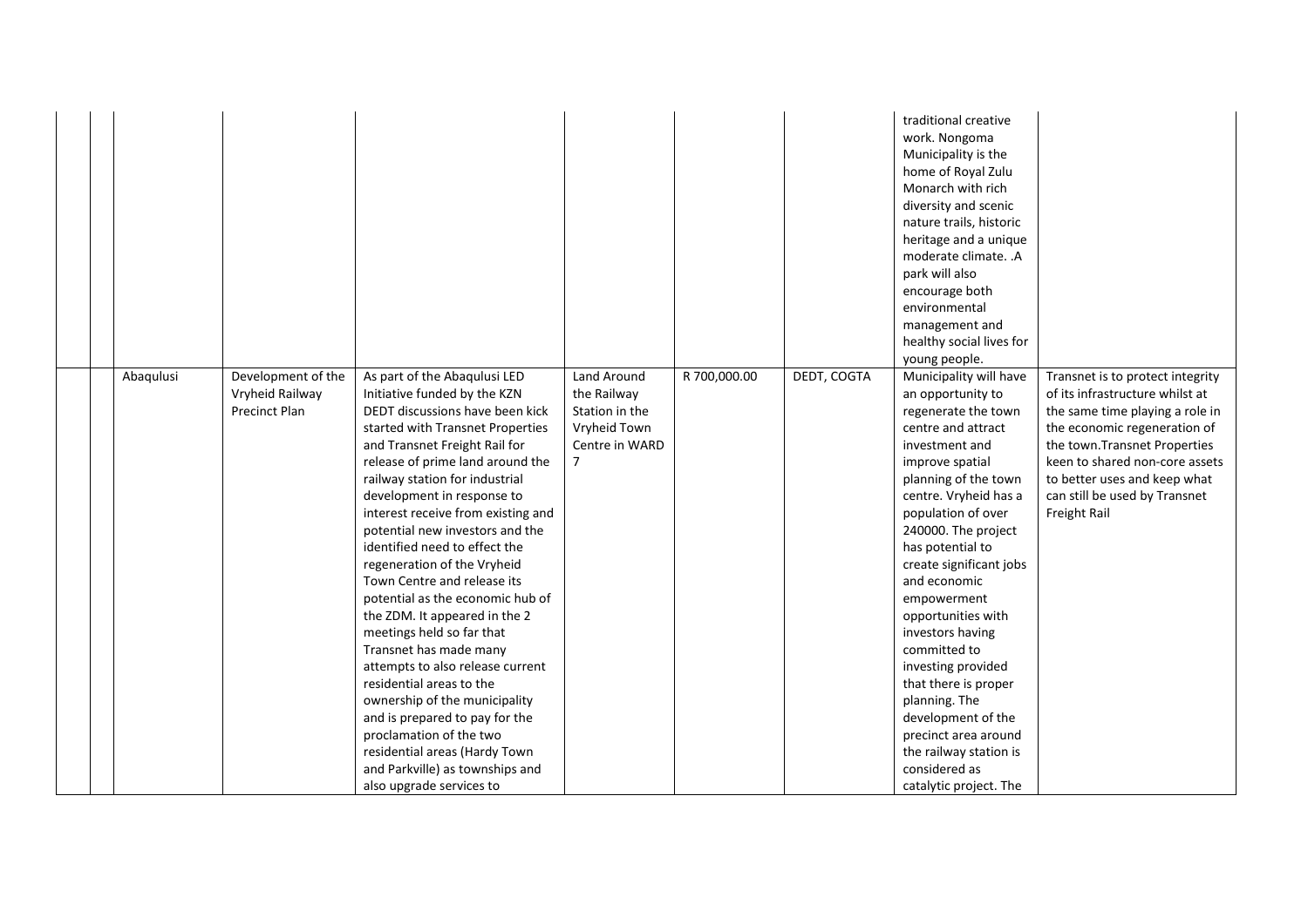|  |  |  |  |  |  |  |  | traditional creative work. Nongoma Municipality is the home of Royal Zulu Monarch with rich diversity and scenic nature trails, historic heritage and a unique moderate climate. .A park will also encourage both environmental management and healthy social lives for young people. |  |
|---|---|---|---|---|---|---|---|---|---|
|  |  | Abaqulusi | Development of the Vryheid Railway Precinct Plan | As part of the Abaqulusi LED Initiative funded by the KZN DEDT discussions have been kick started with Transnet Properties and Transnet Freight Rail for release of prime land around the railway station for industrial development in response to interest receive from existing and potential new investors and the identified need to effect the regeneration of the Vryheid Town Centre and release its potential as the economic hub of the ZDM. It appeared in the 2 meetings held so far that Transnet has made many attempts to also release current residential areas to the ownership of the municipality and is prepared to pay for the proclamation of the two residential areas (Hardy Town and Parkville) as townships and also upgrade services to | Land Around the Railway Station in the Vryheid Town Centre in WARD 7 | R 700,000.00 | DEDT, COGTA | Municipality will have an opportunity to regenerate the town centre and attract investment and improve spatial planning of the town centre. Vryheid has a population of over 240000. The project has potential to create significant jobs and economic empowerment opportunities with investors having committed to investing provided that there is proper planning. The development of the precinct area around the railway station is considered as catalytic project. The | Transnet is to protect integrity of its infrastructure whilst at the same time playing a role in the economic regeneration of the town.Transnet Properties keen to shared non-core assets to better uses and keep what can still be used by Transnet Freight Rail |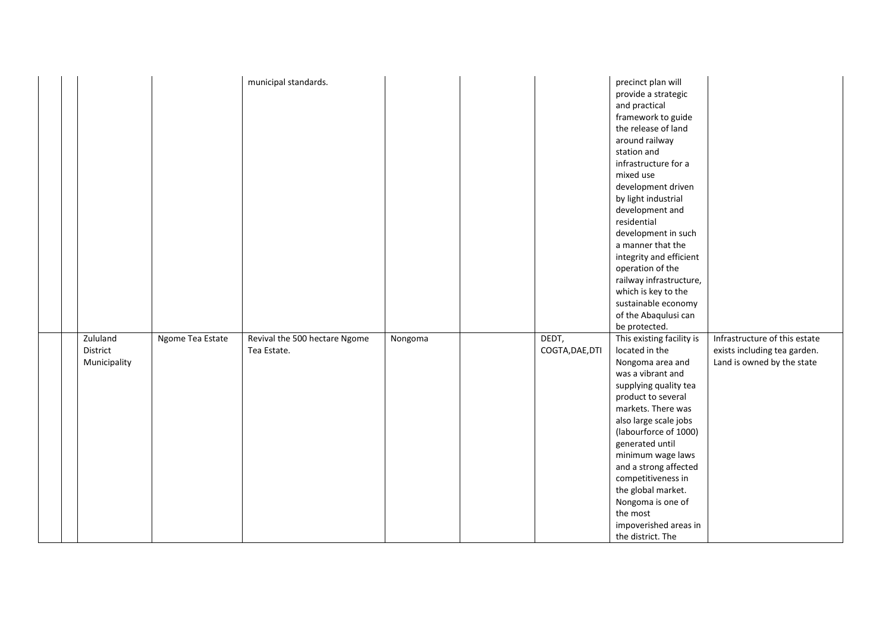| | | | | | | | | | |
|---|---|---|---|---|---|---|---|---|---|
| | | | | municipal standards. | | | | precinct plan will provide a strategic and practical framework to guide the release of land around railway station and infrastructure for a mixed use development driven by light industrial development and residential development in such a manner that the integrity and efficient operation of the railway infrastructure, which is key to the sustainable economy of the Abaqulusi can be protected. | |
| | | Zululand District Municipality | Ngome Tea Estate | Revival the 500 hectare Ngome Tea Estate. | Nongoma | | DEDT, COGTA,DAE,DTI | This existing facility is located in the Nongoma area and was a vibrant and supplying quality tea product to several markets. There was also large scale jobs (labourforce of 1000) generated until minimum wage laws and a strong affected competitiveness in the global market. Nongoma is one of the most impoverished areas in the district. The | Infrastructure of this estate exists including tea garden. Land is owned by the state |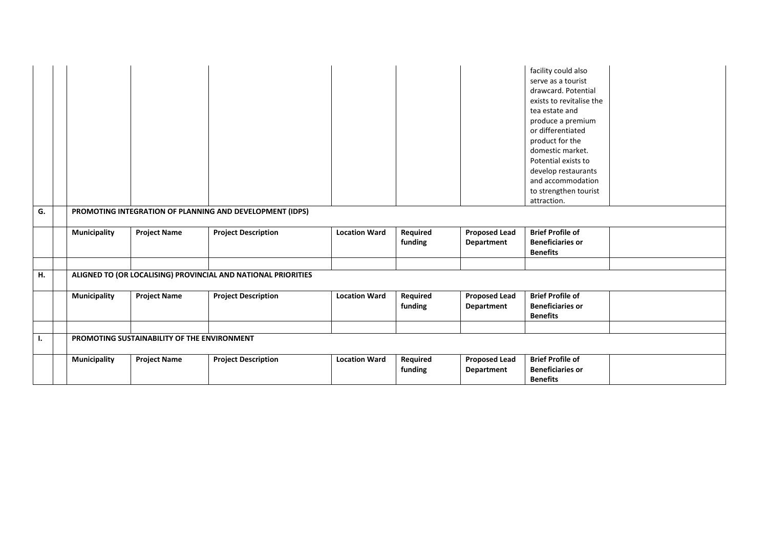| | | | | | | | | | |
|---|---|---|---|---|---|---|---|---|---|
| | | | | | | | | facility could also serve as a tourist drawcard. Potential exists to revitalise the tea estate and produce a premium or differentiated product for the domestic market. Potential exists to develop restaurants and accommodation to strengthen tourist attraction. | |
| **G.** | | **PROMOTING INTEGRATION OF PLANNING AND DEVELOPMENT (IDPS)** | | | | | | | |
| | | **Municipality** | **Project Name** | **Project Description** | **Location Ward** | **Required funding** | **Proposed Lead Department** | **Brief Profile of Beneficiaries or Benefits** | |
| | | | | | | | | | |
| **H.** | | **ALIGNED TO (OR LOCALISING) PROVINCIAL AND NATIONAL PRIORITIES** | | | | | | | |
| | | **Municipality** | **Project Name** | **Project Description** | **Location Ward** | **Required funding** | **Proposed Lead Department** | **Brief Profile of Beneficiaries or Benefits** | |
| | | | | | | | | | |
| **I.** | | **PROMOTING SUSTAINABILITY OF THE ENVIRONMENT** | | | | | | | |
| | | **Municipality** | **Project Name** | **Project Description** | **Location Ward** | **Required funding** | **Proposed Lead Department** | **Brief Profile of Beneficiaries or Benefits** | |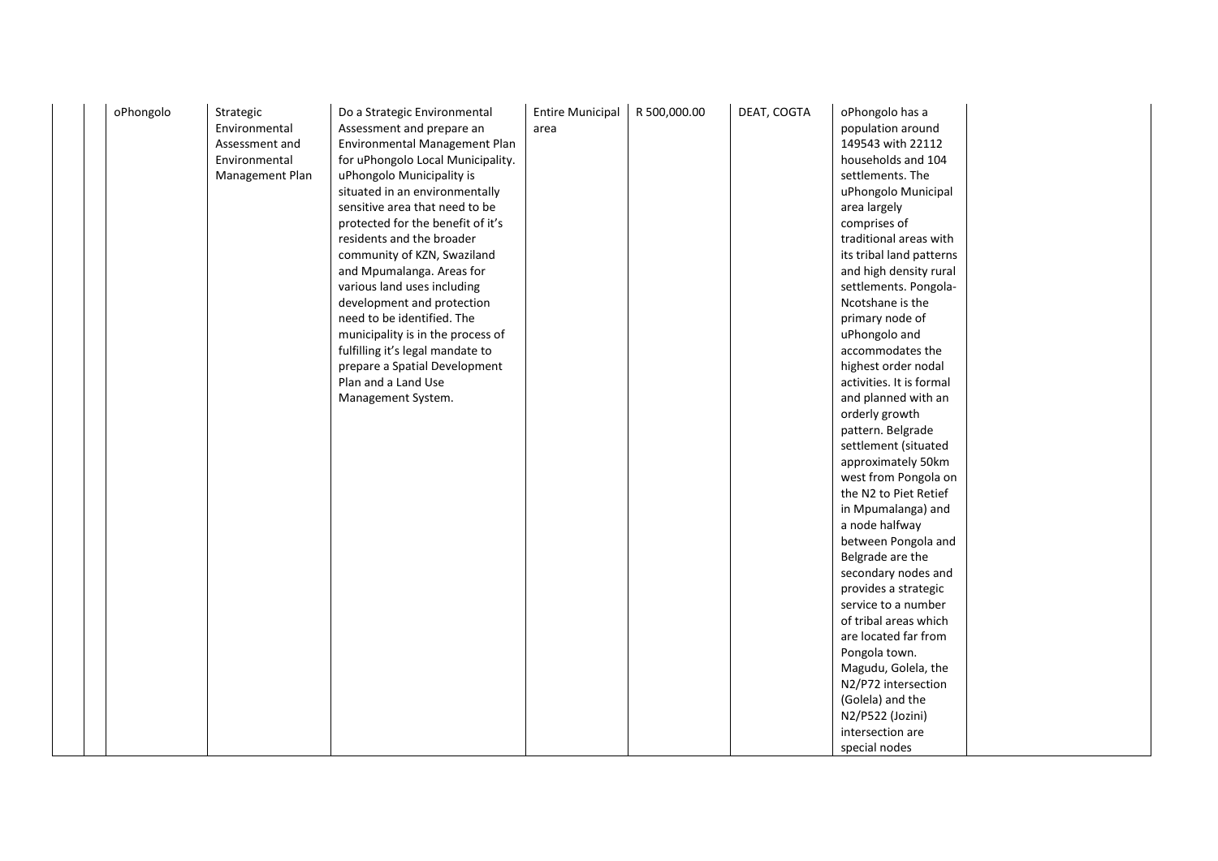| | | | | | | | | |
|---|---|---|---|---|---|---|---|---|
| | oPhongolo | Strategic Environmental Assessment and Environmental Management Plan | Do a Strategic Environmental Assessment and prepare an Environmental Management Plan for uPhongolo Local Municipality. uPhongolo Municipality is situated in an environmentally sensitive area that need to be protected for the benefit of it's residents and the broader community of KZN, Swaziland and Mpumalanga. Areas for various land uses including development and protection need to be identified. The municipality is in the process of fulfilling it's legal mandate to prepare a Spatial Development Plan and a Land Use Management System. | Entire Municipal area | R 500,000.00 | DEAT, COGTA | oPhongolo has a population around 149543 with 22112 households and 104 settlements. The uPhongolo Municipal area largely comprises of traditional areas with its tribal land patterns and high density rural settlements. Pongola-Ncotshane is the primary node of uPhongolo and accommodates the highest order nodal activities. It is formal and planned with an orderly growth pattern. Belgrade settlement (situated approximately 50km west from Pongola on the N2 to Piet Retief in Mpumalanga) and a node halfway between Pongola and Belgrade are the secondary nodes and provides a strategic service to a number of tribal areas which are located far from Pongola town. Magudu, Golela, the N2/P72 intersection (Golela) and the N2/P522 (Jozini) intersection are special nodes | |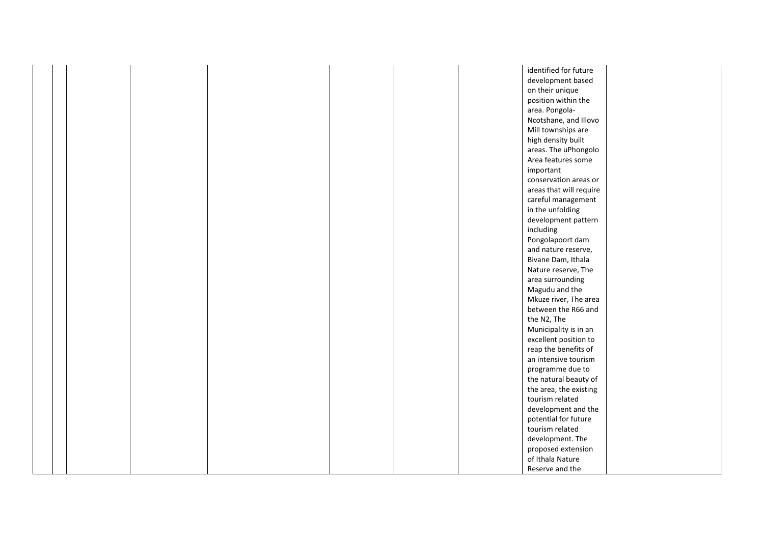|  |  |  |  |  |  |  |  | identified for future development based on their unique position within the area. Pongola-Ncotshane, and Illovo Mill townships are high density built areas. The uPhongolo Area features some important conservation areas or areas that will require careful management in the unfolding development pattern including Pongolapoort dam and nature reserve, Bivane Dam, Ithala Nature reserve, The area surrounding Magudu and the Mkuze river, The area between the R66 and the N2, The Municipality is in an excellent position to reap the benefits of an intensive tourism programme due to the natural beauty of the area, the existing tourism related development and the potential for future tourism related development. The proposed extension of Ithala Nature Reserve and the |  |
|---|---|---|---|---|---|---|---|---|---|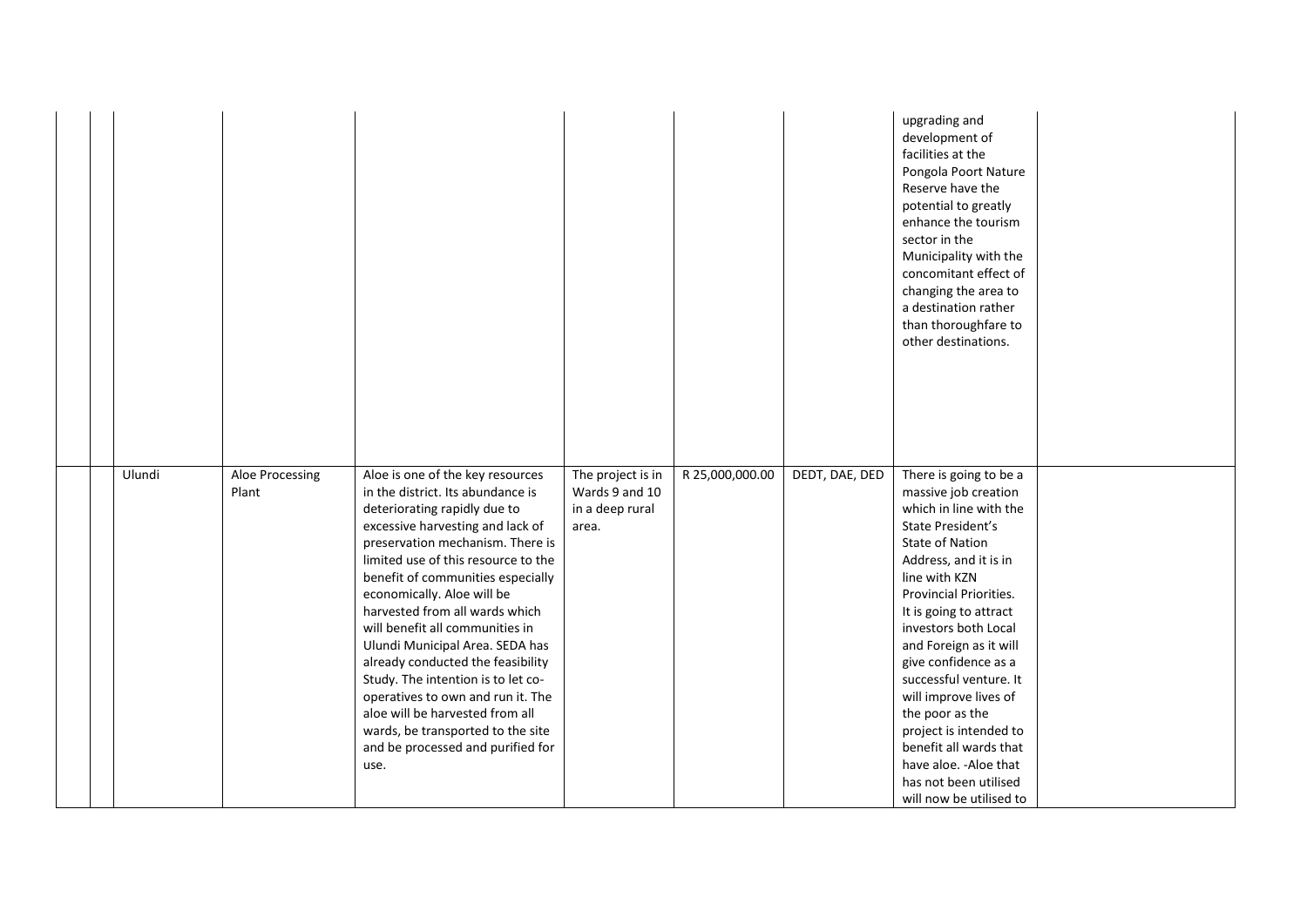| | | | | | | | | | |
|---|---|---|---|---|---|---|---|---|---|
| | | | | | | | | upgrading and development of facilities at the Pongola Poort Nature Reserve have the potential to greatly enhance the tourism sector in the Municipality with the concomitant effect of changing the area to a destination rather than thoroughfare to other destinations. | |
| | | Ulundi | Aloe Processing Plant | Aloe is one of the key resources in the district. Its abundance is deteriorating rapidly due to excessive harvesting and lack of preservation mechanism. There is limited use of this resource to the benefit of communities especially economically. Aloe will be harvested from all wards which will benefit all communities in Ulundi Municipal Area. SEDA has already conducted the feasibility Study. The intention is to let co-operatives to own and run it. The aloe will be harvested from all wards, be transported to the site and be processed and purified for use. | The project is in Wards 9 and 10 in a deep rural area. | R 25,000,000.00 | DEDT, DAE, DED | There is going to be a massive job creation which in line with the State President's State of Nation Address, and it is in line with KZN Provincial Priorities. It is going to attract investors both Local and Foreign as it will give confidence as a successful venture. It will improve lives of the poor as the project is intended to benefit all wards that have aloe. -Aloe that has not been utilised will now be utilised to | |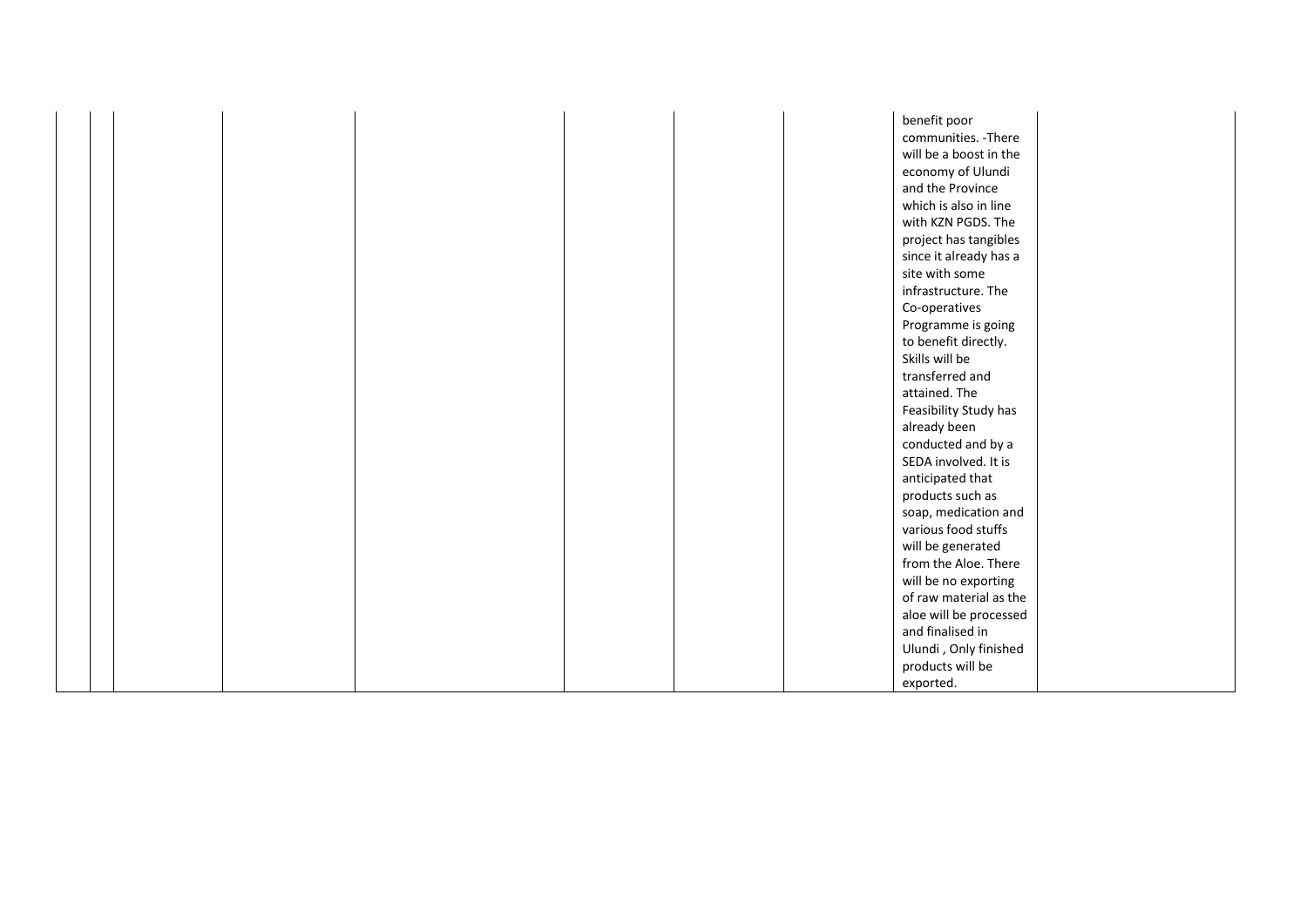|  |  |  |  |  |  |  |  | benefit poor communities. -There will be a boost in the economy of Ulundi and the Province which is also in line with KZN PGDS. The project has tangibles since it already has a site with some infrastructure. The Co-operatives Programme is going to benefit directly. Skills will be transferred and attained. The Feasibility Study has already been conducted and by a SEDA involved. It is anticipated that products such as soap, medication and various food stuffs will be generated from the Aloe. There will be no exporting of raw material as the aloe will be processed and finalised in Ulundi , Only finished products will be exported. |  |
|---|---|---|---|---|---|---|---|---|---|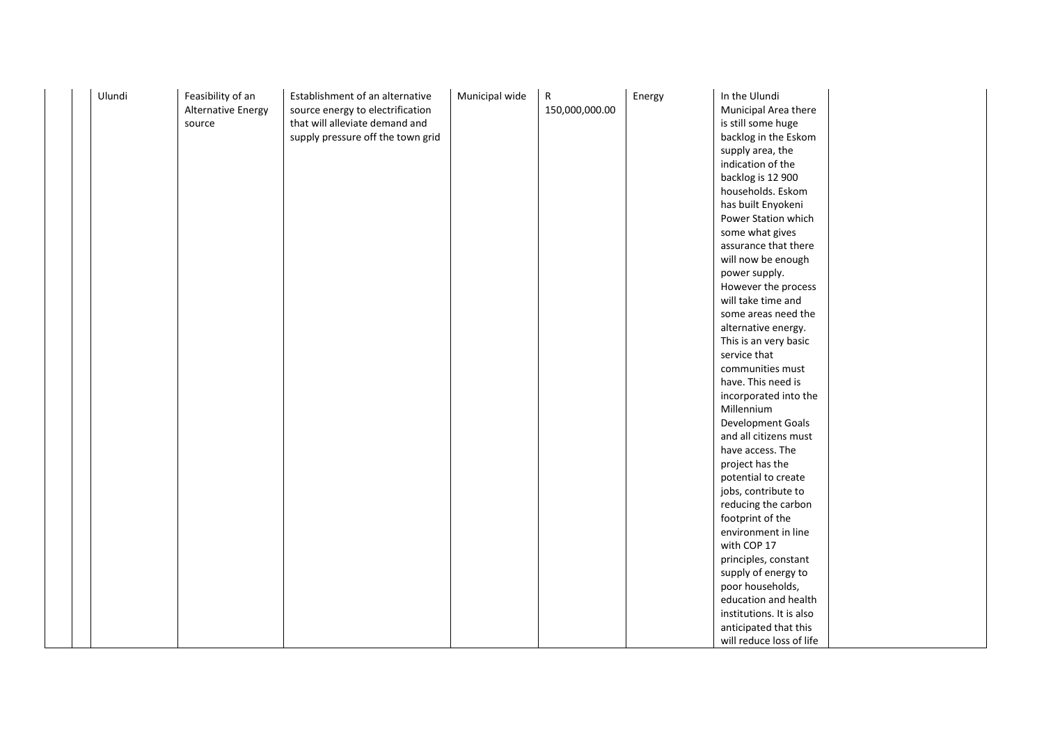|  |  | Ulundi | Feasibility of an Alternative Energy source | Establishment of an alternative source energy to electrification that will alleviate demand and supply pressure off the town grid | Municipal wide | R 150,000,000.00 | Energy | In the Ulundi Municipal Area there is still some huge backlog in the Eskom supply area, the indication of the backlog is 12 900 households. Eskom has built Enyokeni Power Station which some what gives assurance that there will now be enough power supply. However the process will take time and some areas need the alternative energy. This is an very basic service that communities must have. This need is incorporated into the Millennium Development Goals and all citizens must have access. The project has the potential to create jobs, contribute to reducing the carbon footprint of the environment in line with COP 17 principles, constant supply of energy to poor households, education and health institutions. It is also anticipated that this will reduce loss of life |  |
|---|---|---|---|---|---|---|---|---|---|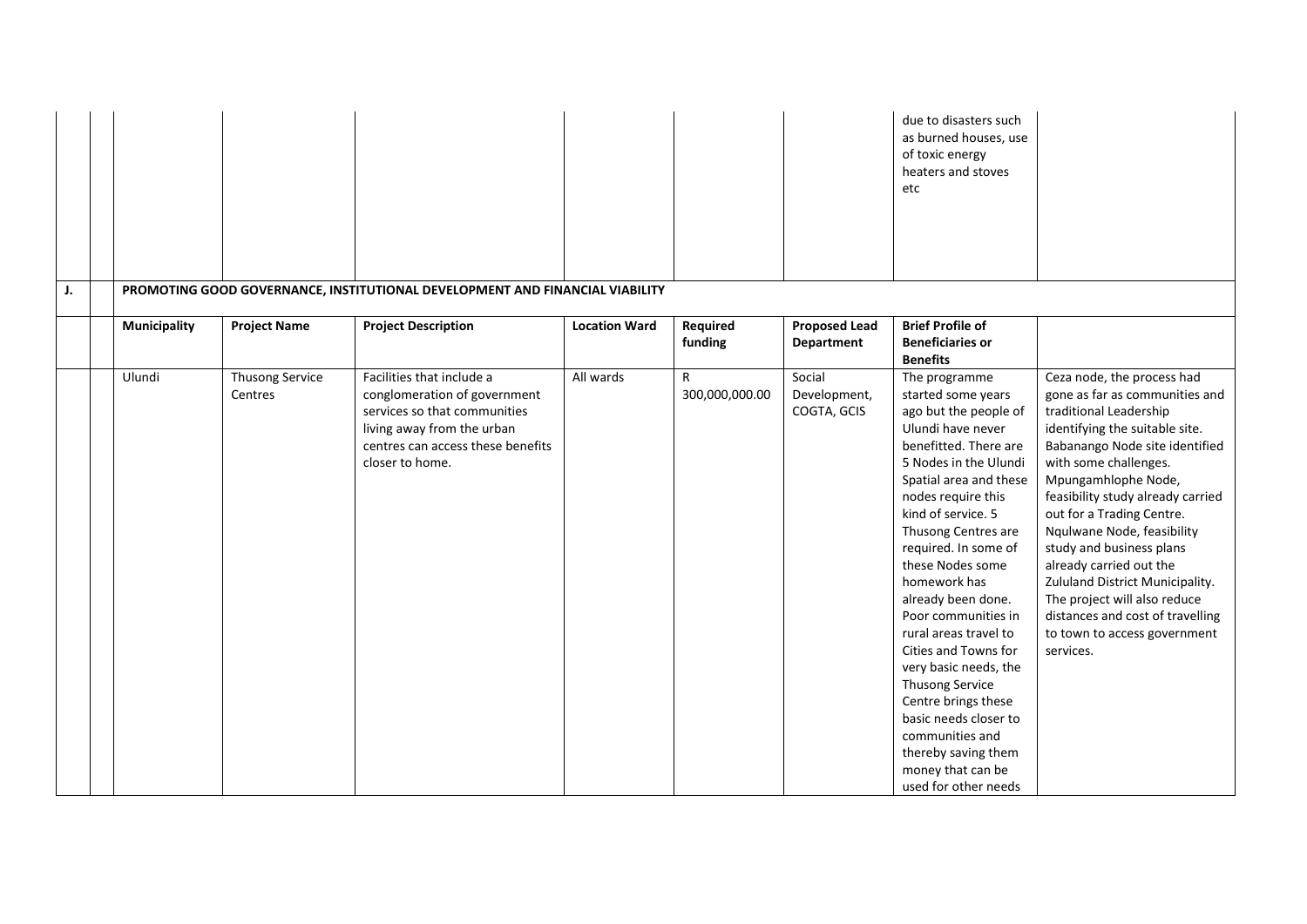| | | | | | | | | due to disasters such as burned houses, use of toxic energy heaters and stoves etc | |
|---|---|---|---|---|---|---|---|---|---|
| **J.** | | **PROMOTING GOOD GOVERNANCE, INSTITUTIONAL DEVELOPMENT AND FINANCIAL VIABILITY** | | | | | | | |
| | | **Municipality** | **Project Name** | **Project Description** | **Location Ward** | **Required funding** | **Proposed Lead Department** | **Brief Profile of Beneficiaries or Benefits** | |
| | | Ulundi | Thusong Service Centres | Facilities that include a conglomeration of government services so that communities living away from the urban centres can access these benefits closer to home. | All wards | R 300,000,000.00 | Social Development, COGTA, GCIS | The programme started some years ago but the people of Ulundi have never benefitted. There are 5 Nodes in the Ulundi Spatial area and these nodes require this kind of service. 5 Thusong Centres are required. In some of these Nodes some homework has already been done. Poor communities in rural areas travel to Cities and Towns for very basic needs, the Thusong Service Centre brings these basic needs closer to communities and thereby saving them money that can be used for other needs | Ceza node, the process had gone as far as communities and traditional Leadership identifying the suitable site. Babanango Node site identified with some challenges. Mpungamhlophe Node, feasibility study already carried out for a Trading Centre. Nqulwane Node, feasibility study and business plans already carried out the Zululand District Municipality. The project will also reduce distances and cost of travelling to town to access government services. |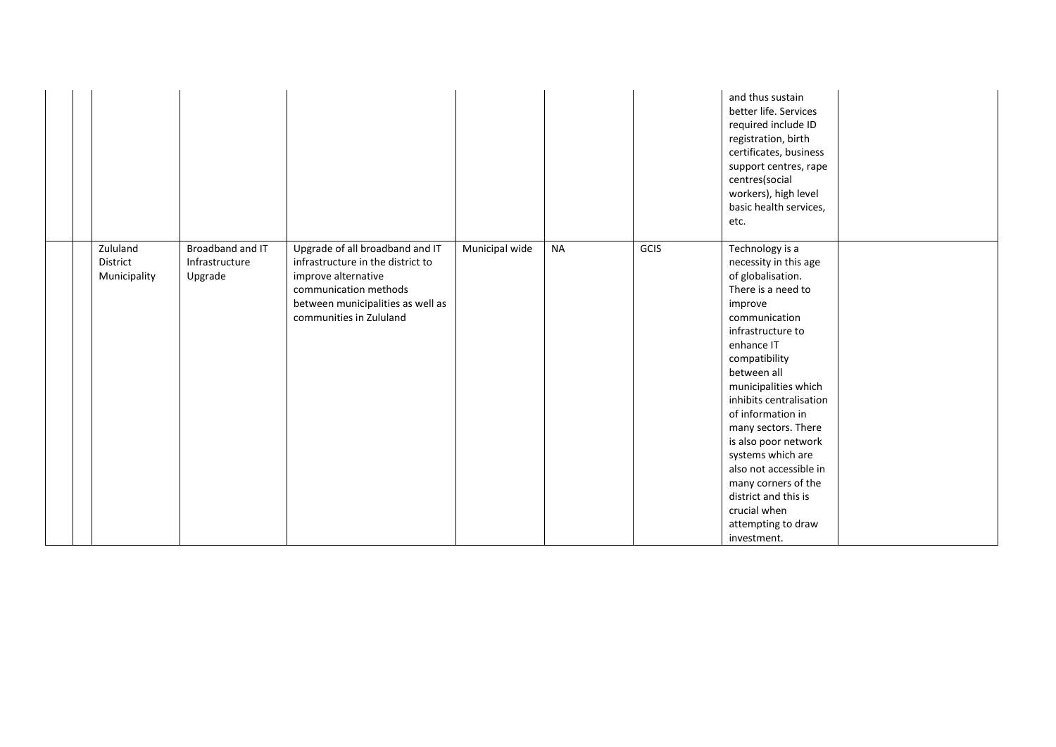| | | | | | | | | | |
|---|---|---|---|---|---|---|---|---|---|
| | | | | | | | | and thus sustain better life. Services required include ID registration, birth certificates, business support centres, rape centres(social workers), high level basic health services, etc. | |
| | | Zululand District Municipality | Broadband and IT Infrastructure Upgrade | Upgrade of all broadband and IT infrastructure in the district to improve alternative communication methods between municipalities as well as communities in Zululand | Municipal wide | NA | GCIS | Technology is a necessity in this age of globalisation. There is a need to improve communication infrastructure to enhance IT compatibility between all municipalities which inhibits centralisation of information in many sectors. There is also poor network systems which are also not accessible in many corners of the district and this is crucial when attempting to draw investment. | |